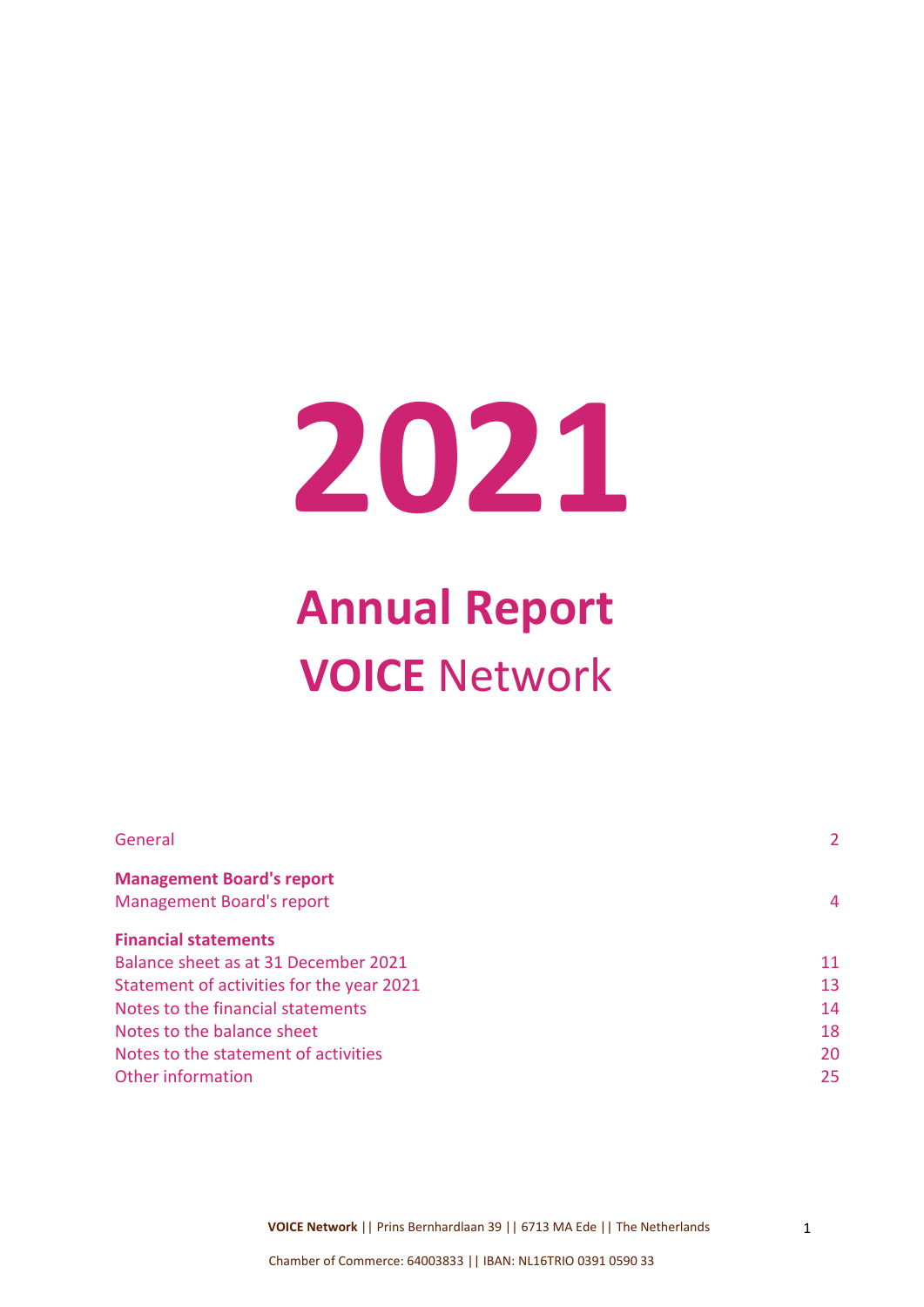# 2021

# Annual Report

## **VOICE** Network

| | |
|---|---|
| General | 2 |
| **Management Board's report** | |
| Management Board's report | 4 |
| **Financial statements** | |
| Balance sheet as at 31 December 2021 | 11 |
| Statement of activities for the year 2021 | 13 |
| Notes to the financial statements | 14 |
| Notes to the balance sheet | 18 |
| Notes to the statement of activities | 20 |
| Other information | 25 |

**VOICE Network** || Prins Bernhardlaan 39 || 6713 MA Ede || The Netherlands

Chamber of Commerce: 64003833 || IBAN: NL16TRIO 0391 0590 33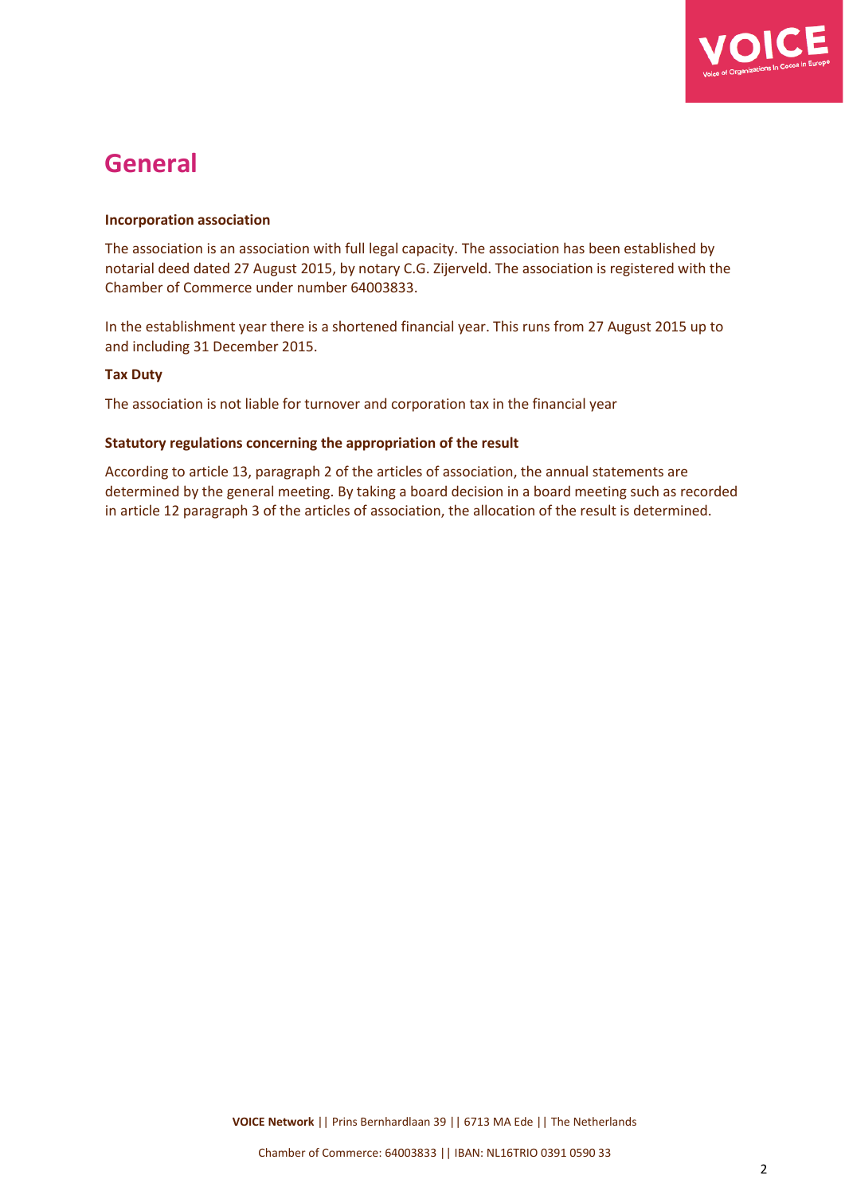# General

**Incorporation association**

The association is an association with full legal capacity. The association has been established by notarial deed dated 27 August 2015, by notary C.G. Zijerveld. The association is registered with the Chamber of Commerce under number 64003833.

In the establishment year there is a shortened financial year. This runs from 27 August 2015 up to and including 31 December 2015.

**Tax Duty**

The association is not liable for turnover and corporation tax in the financial year

**Statutory regulations concerning the appropriation of the result**

According to article 13, paragraph 2 of the articles of association, the annual statements are determined by the general meeting. By taking a board decision in a board meeting such as recorded in article 12 paragraph 3 of the articles of association, the allocation of the result is determined.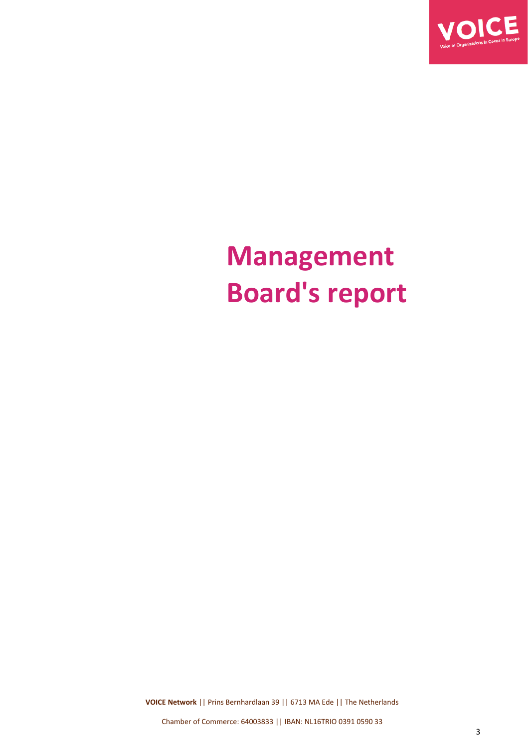# Management Board's report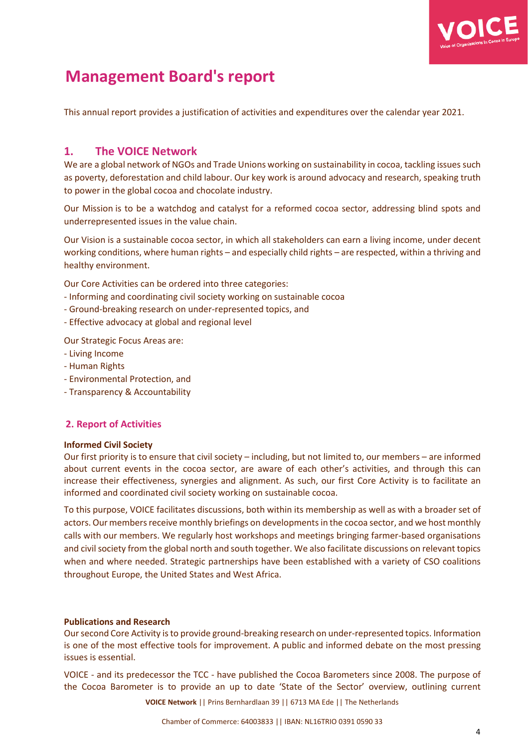# Management Board's report

This annual report provides a justification of activities and expenditures over the calendar year 2021.

## 1. The VOICE Network

We are a global network of NGOs and Trade Unions working on sustainability in cocoa, tackling issues such as poverty, deforestation and child labour. Our key work is around advocacy and research, speaking truth to power in the global cocoa and chocolate industry.

Our Mission is to be a watchdog and catalyst for a reformed cocoa sector, addressing blind spots and underrepresented issues in the value chain.

Our Vision is a sustainable cocoa sector, in which all stakeholders can earn a living income, under decent working conditions, where human rights – and especially child rights – are respected, within a thriving and healthy environment.

Our Core Activities can be ordered into three categories:
- Informing and coordinating civil society working on sustainable cocoa
- Ground-breaking research on under-represented topics, and
- Effective advocacy at global and regional level

Our Strategic Focus Areas are:
- Living Income
- Human Rights
- Environmental Protection, and
- Transparency & Accountability

## 2. Report of Activities

**Informed Civil Society**

Our first priority is to ensure that civil society – including, but not limited to, our members – are informed about current events in the cocoa sector, are aware of each other's activities, and through this can increase their effectiveness, synergies and alignment. As such, our first Core Activity is to facilitate an informed and coordinated civil society working on sustainable cocoa.

To this purpose, VOICE facilitates discussions, both within its membership as well as with a broader set of actors. Our members receive monthly briefings on developments in the cocoa sector, and we host monthly calls with our members. We regularly host workshops and meetings bringing farmer-based organisations and civil society from the global north and south together. We also facilitate discussions on relevant topics when and where needed. Strategic partnerships have been established with a variety of CSO coalitions throughout Europe, the United States and West Africa.

**Publications and Research**

Our second Core Activity is to provide ground-breaking research on under-represented topics. Information is one of the most effective tools for improvement. A public and informed debate on the most pressing issues is essential.

VOICE - and its predecessor the TCC - have published the Cocoa Barometers since 2008. The purpose of the Cocoa Barometer is to provide an up to date 'State of the Sector' overview, outlining current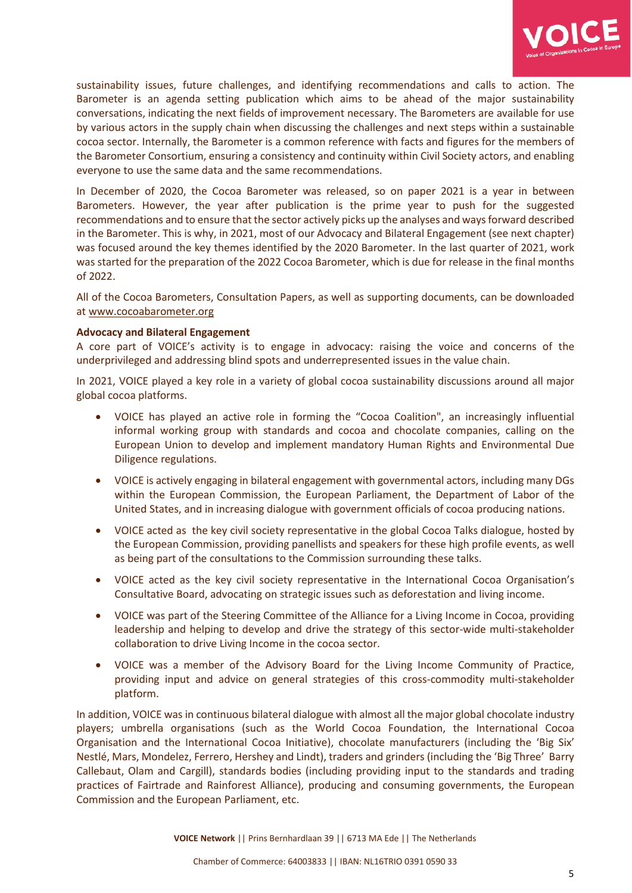sustainability issues, future challenges, and identifying recommendations and calls to action. The Barometer is an agenda setting publication which aims to be ahead of the major sustainability conversations, indicating the next fields of improvement necessary. The Barometers are available for use by various actors in the supply chain when discussing the challenges and next steps within a sustainable cocoa sector. Internally, the Barometer is a common reference with facts and figures for the members of the Barometer Consortium, ensuring a consistency and continuity within Civil Society actors, and enabling everyone to use the same data and the same recommendations.

In December of 2020, the Cocoa Barometer was released, so on paper 2021 is a year in between Barometers. However, the year after publication is the prime year to push for the suggested recommendations and to ensure that the sector actively picks up the analyses and ways forward described in the Barometer. This is why, in 2021, most of our Advocacy and Bilateral Engagement (see next chapter) was focused around the key themes identified by the 2020 Barometer. In the last quarter of 2021, work was started for the preparation of the 2022 Cocoa Barometer, which is due for release in the final months of 2022.

All of the Cocoa Barometers, Consultation Papers, as well as supporting documents, can be downloaded at www.cocoabarometer.org

**Advocacy and Bilateral Engagement**

A core part of VOICE's activity is to engage in advocacy: raising the voice and concerns of the underprivileged and addressing blind spots and underrepresented issues in the value chain.

In 2021, VOICE played a key role in a variety of global cocoa sustainability discussions around all major global cocoa platforms.

- VOICE has played an active role in forming the "Cocoa Coalition", an increasingly influential informal working group with standards and cocoa and chocolate companies, calling on the European Union to develop and implement mandatory Human Rights and Environmental Due Diligence regulations.
- VOICE is actively engaging in bilateral engagement with governmental actors, including many DGs within the European Commission, the European Parliament, the Department of Labor of the United States, and in increasing dialogue with government officials of cocoa producing nations.
- VOICE acted as the key civil society representative in the global Cocoa Talks dialogue, hosted by the European Commission, providing panellists and speakers for these high profile events, as well as being part of the consultations to the Commission surrounding these talks.
- VOICE acted as the key civil society representative in the International Cocoa Organisation's Consultative Board, advocating on strategic issues such as deforestation and living income.
- VOICE was part of the Steering Committee of the Alliance for a Living Income in Cocoa, providing leadership and helping to develop and drive the strategy of this sector-wide multi-stakeholder collaboration to drive Living Income in the cocoa sector.
- VOICE was a member of the Advisory Board for the Living Income Community of Practice, providing input and advice on general strategies of this cross-commodity multi-stakeholder platform.

In addition, VOICE was in continuous bilateral dialogue with almost all the major global chocolate industry players; umbrella organisations (such as the World Cocoa Foundation, the International Cocoa Organisation and the International Cocoa Initiative), chocolate manufacturers (including the 'Big Six' Nestlé, Mars, Mondelez, Ferrero, Hershey and Lindt), traders and grinders (including the 'Big Three' Barry Callebaut, Olam and Cargill), standards bodies (including providing input to the standards and trading practices of Fairtrade and Rainforest Alliance), producing and consuming governments, the European Commission and the European Parliament, etc.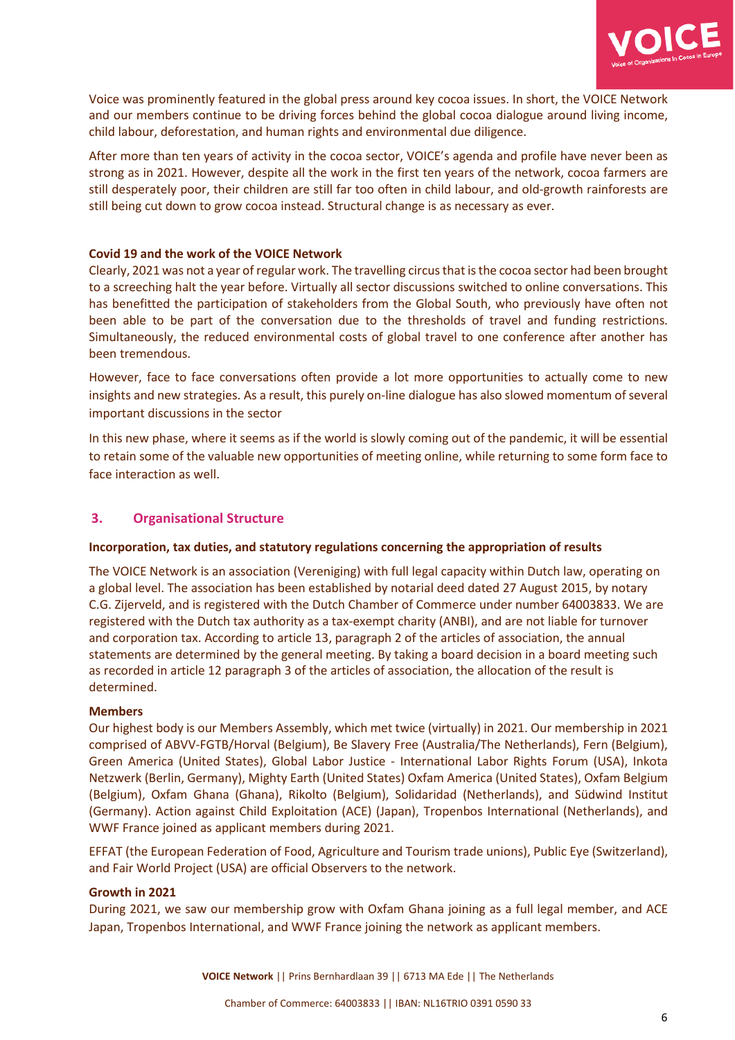Voice was prominently featured in the global press around key cocoa issues. In short, the VOICE Network and our members continue to be driving forces behind the global cocoa dialogue around living income, child labour, deforestation, and human rights and environmental due diligence.

After more than ten years of activity in the cocoa sector, VOICE's agenda and profile have never been as strong as in 2021. However, despite all the work in the first ten years of the network, cocoa farmers are still desperately poor, their children are still far too often in child labour, and old-growth rainforests are still being cut down to grow cocoa instead. Structural change is as necessary as ever.

**Covid 19 and the work of the VOICE Network**

Clearly, 2021 was not a year of regular work. The travelling circus that is the cocoa sector had been brought to a screeching halt the year before. Virtually all sector discussions switched to online conversations. This has benefitted the participation of stakeholders from the Global South, who previously have often not been able to be part of the conversation due to the thresholds of travel and funding restrictions. Simultaneously, the reduced environmental costs of global travel to one conference after another has been tremendous.

However, face to face conversations often provide a lot more opportunities to actually come to new insights and new strategies. As a result, this purely on-line dialogue has also slowed momentum of several important discussions in the sector

In this new phase, where it seems as if the world is slowly coming out of the pandemic, it will be essential to retain some of the valuable new opportunities of meeting online, while returning to some form face to face interaction as well.

## 3. Organisational Structure

**Incorporation, tax duties, and statutory regulations concerning the appropriation of results**

The VOICE Network is an association (Vereniging) with full legal capacity within Dutch law, operating on a global level. The association has been established by notarial deed dated 27 August 2015, by notary C.G. Zijerveld, and is registered with the Dutch Chamber of Commerce under number 64003833. We are registered with the Dutch tax authority as a tax-exempt charity (ANBI), and are not liable for turnover and corporation tax. According to article 13, paragraph 2 of the articles of association, the annual statements are determined by the general meeting. By taking a board decision in a board meeting such as recorded in article 12 paragraph 3 of the articles of association, the allocation of the result is determined.

**Members**

Our highest body is our Members Assembly, which met twice (virtually) in 2021. Our membership in 2021 comprised of ABVV-FGTB/Horval (Belgium), Be Slavery Free (Australia/The Netherlands), Fern (Belgium), Green America (United States), Global Labor Justice - International Labor Rights Forum (USA), Inkota Netzwerk (Berlin, Germany), Mighty Earth (United States) Oxfam America (United States), Oxfam Belgium (Belgium), Oxfam Ghana (Ghana), Rikolto (Belgium), Solidaridad (Netherlands), and Südwind Institut (Germany). Action against Child Exploitation (ACE) (Japan), Tropenbos International (Netherlands), and WWF France joined as applicant members during 2021.

EFFAT (the European Federation of Food, Agriculture and Tourism trade unions), Public Eye (Switzerland), and Fair World Project (USA) are official Observers to the network.

**Growth in 2021**

During 2021, we saw our membership grow with Oxfam Ghana joining as a full legal member, and ACE Japan, Tropenbos International, and WWF France joining the network as applicant members.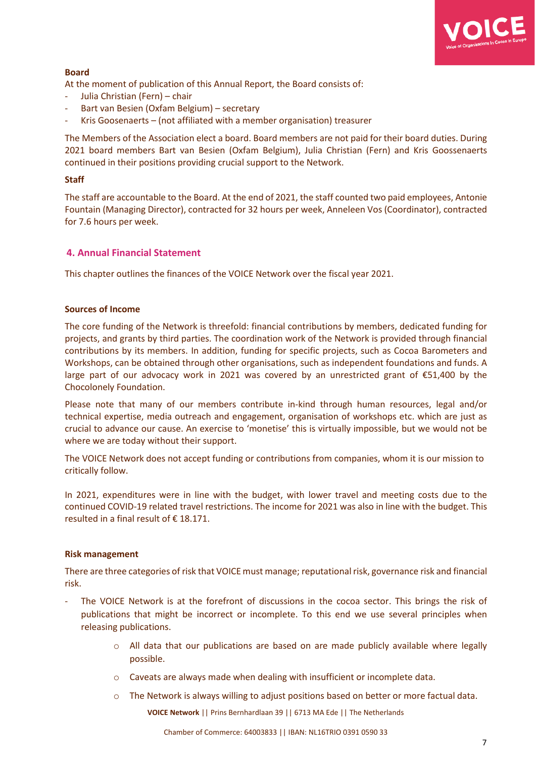**Board**

At the moment of publication of this Annual Report, the Board consists of:

- Julia Christian (Fern) – chair
- Bart van Besien (Oxfam Belgium) – secretary
- Kris Goosenaerts – (not affiliated with a member organisation) treasurer

The Members of the Association elect a board. Board members are not paid for their board duties. During 2021 board members Bart van Besien (Oxfam Belgium), Julia Christian (Fern) and Kris Goossenaerts continued in their positions providing crucial support to the Network.

**Staff**

The staff are accountable to the Board. At the end of 2021, the staff counted two paid employees, Antonie Fountain (Managing Director), contracted for 32 hours per week, Anneleen Vos (Coordinator), contracted for 7.6 hours per week.

## 4. Annual Financial Statement

This chapter outlines the finances of the VOICE Network over the fiscal year 2021.

**Sources of Income**

The core funding of the Network is threefold: financial contributions by members, dedicated funding for projects, and grants by third parties. The coordination work of the Network is provided through financial contributions by its members. In addition, funding for specific projects, such as Cocoa Barometers and Workshops, can be obtained through other organisations, such as independent foundations and funds. A large part of our advocacy work in 2021 was covered by an unrestricted grant of €51,400 by the Chocolonely Foundation.

Please note that many of our members contribute in-kind through human resources, legal and/or technical expertise, media outreach and engagement, organisation of workshops etc. which are just as crucial to advance our cause. An exercise to 'monetise' this is virtually impossible, but we would not be where we are today without their support.

The VOICE Network does not accept funding or contributions from companies, whom it is our mission to critically follow.

In 2021, expenditures were in line with the budget, with lower travel and meeting costs due to the continued COVID-19 related travel restrictions. The income for 2021 was also in line with the budget. This resulted in a final result of € 18.171.

**Risk management**

There are three categories of risk that VOICE must manage; reputational risk, governance risk and financial risk.

- The VOICE Network is at the forefront of discussions in the cocoa sector. This brings the risk of publications that might be incorrect or incomplete. To this end we use several principles when releasing publications.
    - All data that our publications are based on are made publicly available where legally possible.
    - Caveats are always made when dealing with insufficient or incomplete data.
    - The Network is always willing to adjust positions based on better or more factual data.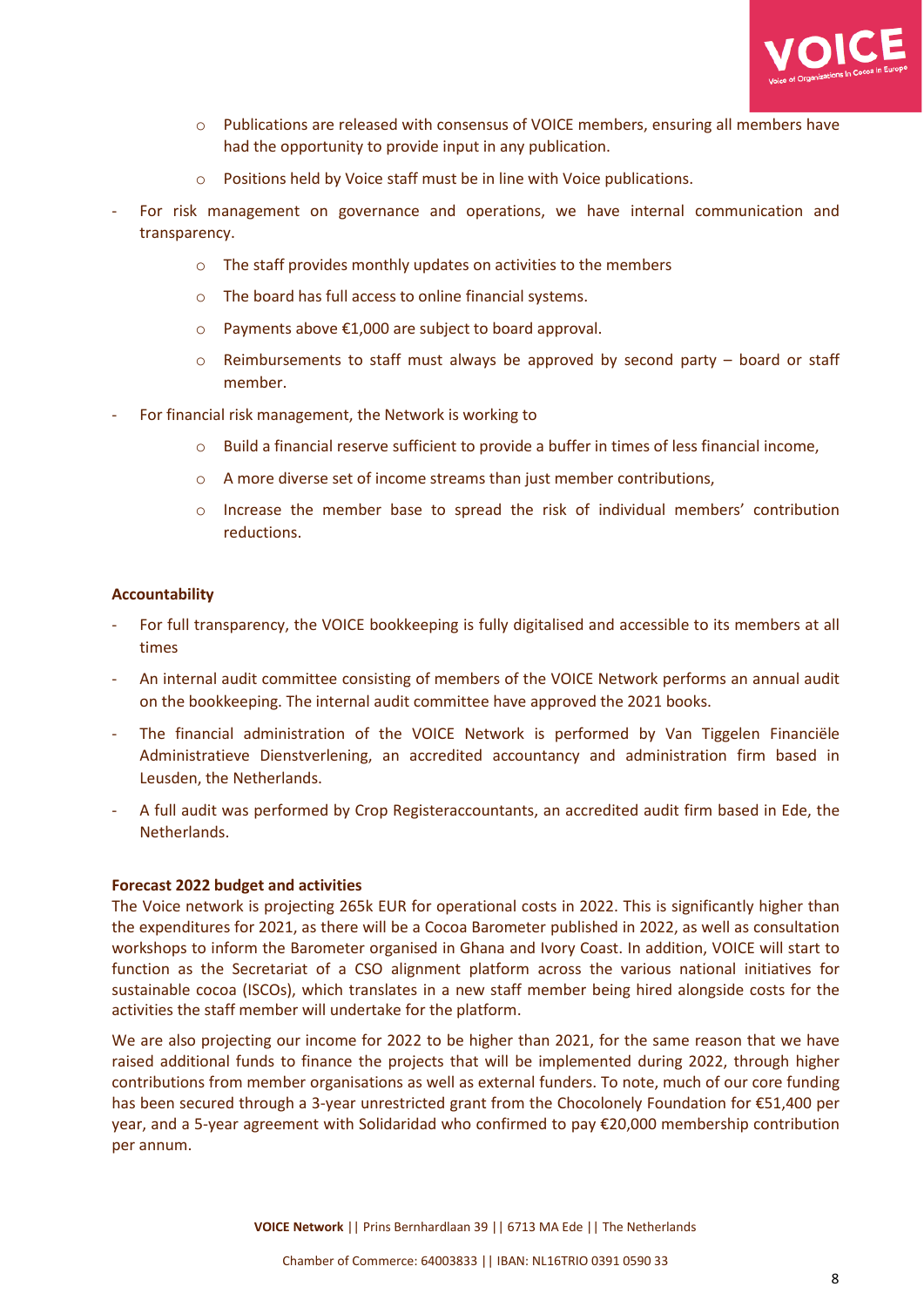- Publications are released with consensus of VOICE members, ensuring all members have had the opportunity to provide input in any publication.
  - Positions held by Voice staff must be in line with Voice publications.

- For risk management on governance and operations, we have internal communication and transparency.
  - The staff provides monthly updates on activities to the members
  - The board has full access to online financial systems.
  - Payments above €1,000 are subject to board approval.
  - Reimbursements to staff must always be approved by second party – board or staff member.
- For financial risk management, the Network is working to
  - Build a financial reserve sufficient to provide a buffer in times of less financial income,
  - A more diverse set of income streams than just member contributions,
  - Increase the member base to spread the risk of individual members' contribution reductions.

**Accountability**

- For full transparency, the VOICE bookkeeping is fully digitalised and accessible to its members at all times
- An internal audit committee consisting of members of the VOICE Network performs an annual audit on the bookkeeping. The internal audit committee have approved the 2021 books.
- The financial administration of the VOICE Network is performed by Van Tiggelen Financiële Administratieve Dienstverlening, an accredited accountancy and administration firm based in Leusden, the Netherlands.
- A full audit was performed by Crop Registeraccountants, an accredited audit firm based in Ede, the Netherlands.

**Forecast 2022 budget and activities**

The Voice network is projecting 265k EUR for operational costs in 2022. This is significantly higher than the expenditures for 2021, as there will be a Cocoa Barometer published in 2022, as well as consultation workshops to inform the Barometer organised in Ghana and Ivory Coast. In addition, VOICE will start to function as the Secretariat of a CSO alignment platform across the various national initiatives for sustainable cocoa (ISCOs), which translates in a new staff member being hired alongside costs for the activities the staff member will undertake for the platform.

We are also projecting our income for 2022 to be higher than 2021, for the same reason that we have raised additional funds to finance the projects that will be implemented during 2022, through higher contributions from member organisations as well as external funders. To note, much of our core funding has been secured through a 3-year unrestricted grant from the Chocolonely Foundation for €51,400 per year, and a 5-year agreement with Solidaridad who confirmed to pay €20,000 membership contribution per annum.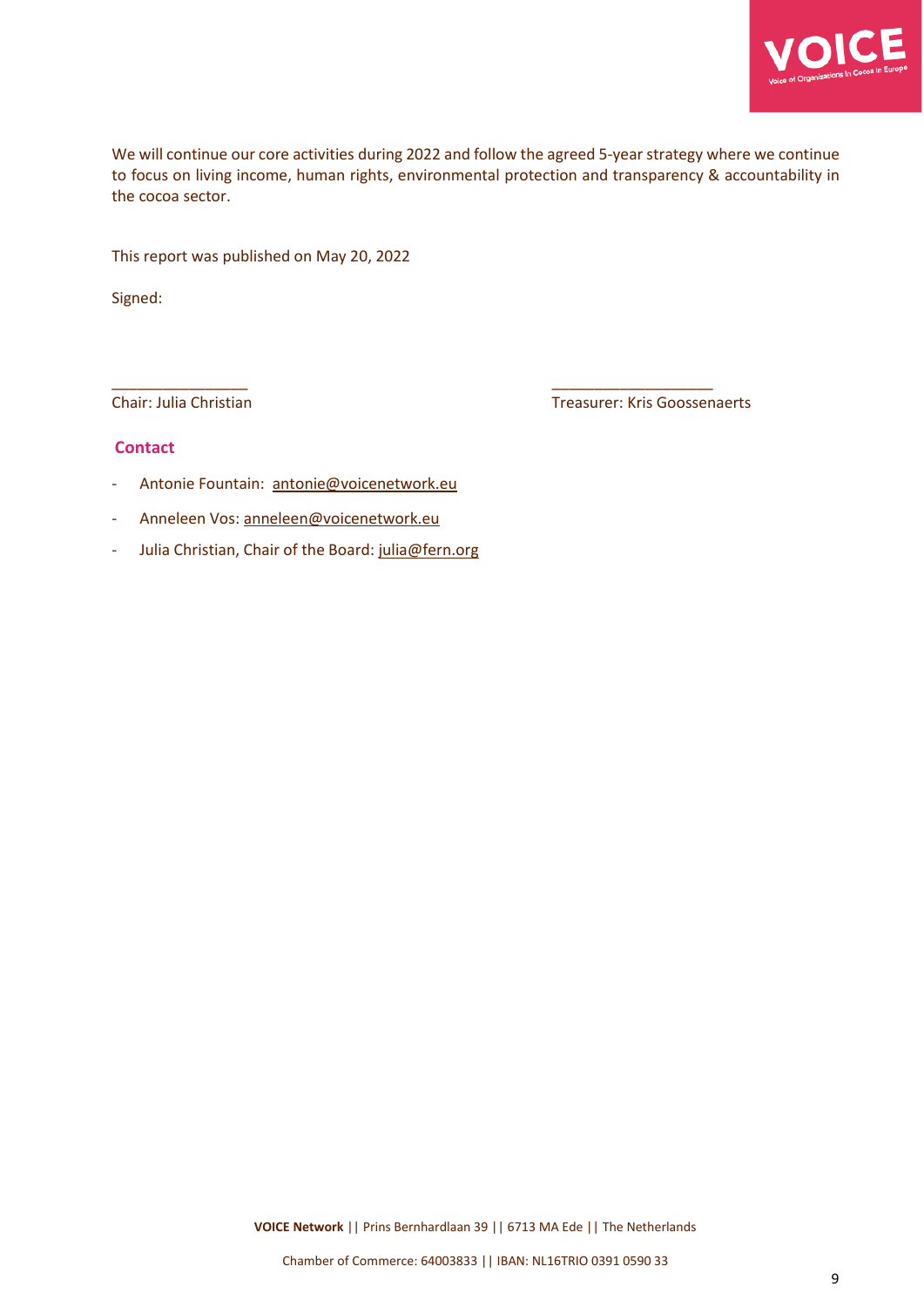We will continue our core activities during 2022 and follow the agreed 5-year strategy where we continue to focus on living income, human rights, environmental protection and transparency & accountability in the cocoa sector.

This report was published on May 20, 2022

Signed:

________________ ____________________

Chair: Julia Christian Treasurer: Kris Goossenaerts

## Contact

- Antonie Fountain: antonie@voicenetwork.eu
- Anneleen Vos: anneleen@voicenetwork.eu
- Julia Christian, Chair of the Board: julia@fern.org

**VOICE Network** || Prins Bernhardlaan 39 || 6713 MA Ede || The Netherlands

Chamber of Commerce: 64003833 || IBAN: NL16TRIO 0391 0590 33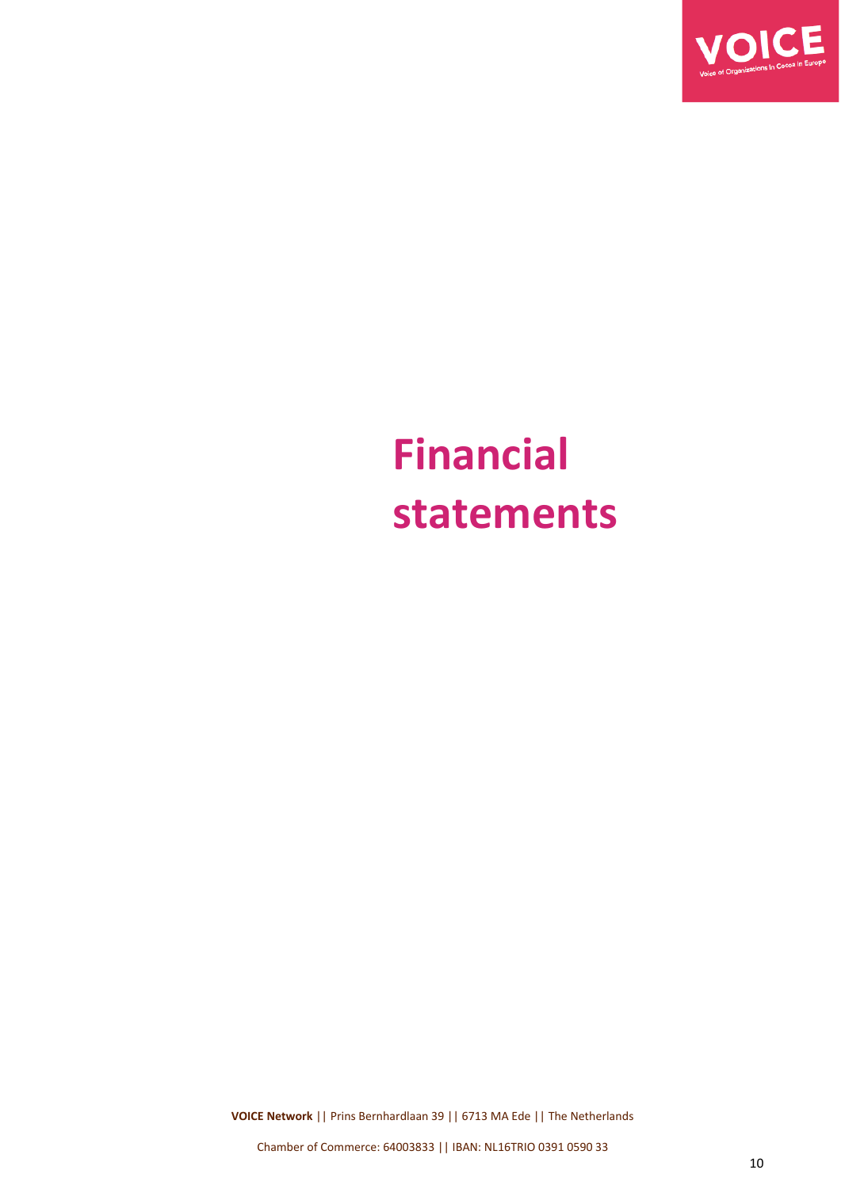# Financial statements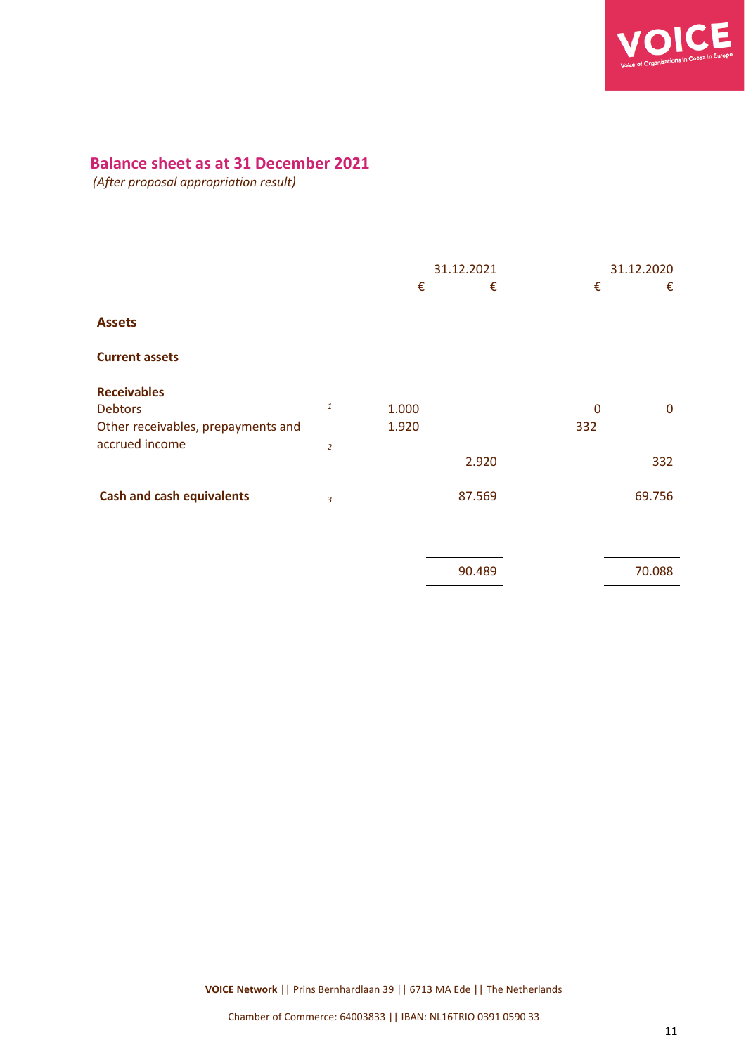## Balance sheet as at 31 December 2021

*(After proposal appropriation result)*

| | | 31.12.2021 | | 31.12.2020 | |
|---|---|---|---|---|---|
| | | € | € | € | € |
| **Assets** | | | | | |
| **Current assets** | | | | | |
| **Receivables** | | | | | |
| Debtors | 1 | 1.000 | | 0 | 0 |
| Other receivables, prepayments and accrued income | 2 | 1.920 | | 332 | |
| | | | 2.920 | | 332 |
| **Cash and cash equivalents** | 3 | | 87.569 | | 69.756 |
| | | | 90.489 | | 70.088 |

VOICE Network || Prins Bernhardlaan 39 || 6713 MA Ede || The Netherlands

Chamber of Commerce: 64003833 || IBAN: NL16TRIO 0391 0590 33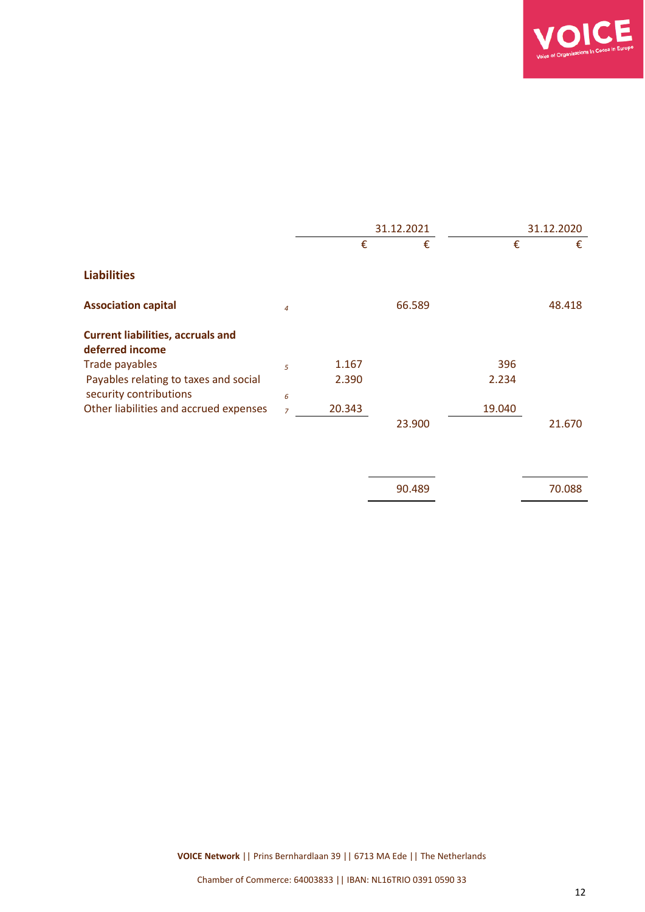| | | 31.12.2021 | | 31.12.2020 | |
|---|---|---|---|---|---|
| | | € | € | € | € |
| **Liabilities** | | | | | |
| **Association capital** | *4* | | 66.589 | | 48.418 |
| **Current liabilities, accruals and deferred income** | | | | | |
| Trade payables | *5* | 1.167 | | 396 | |
| Payables relating to taxes and social security contributions | *6* | 2.390 | | 2.234 | |
| Other liabilities and accrued expenses | *7* | 20.343 | | 19.040 | |
| | | | 23.900 | | 21.670 |
| | | | 90.489 | | 70.088 |

**VOICE Network** || Prins Bernhardlaan 39 || 6713 MA Ede || The Netherlands

Chamber of Commerce: 64003833 || IBAN: NL16TRIO 0391 0590 33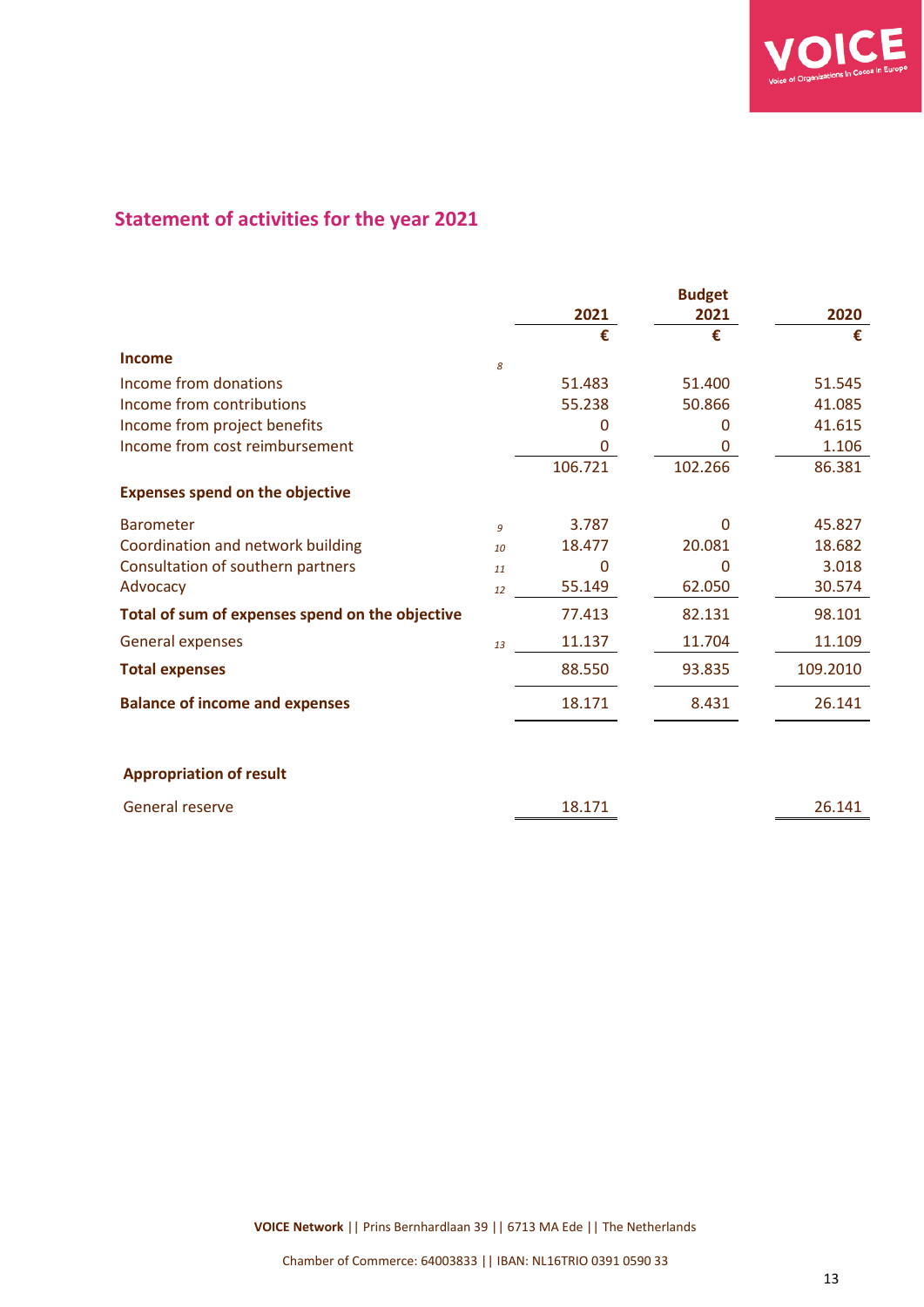## Statement of activities for the year 2021

| | | 2021 | Budget 2021 | 2020 |
|---|---|---|---|---|
| | | € | € | € |
| **Income** | 8 | | | |
| Income from donations | | 51.483 | 51.400 | 51.545 |
| Income from contributions | | 55.238 | 50.866 | 41.085 |
| Income from project benefits | | 0 | 0 | 41.615 |
| Income from cost reimbursement | | 0 | 0 | 1.106 |
| | | 106.721 | 102.266 | 86.381 |
| **Expenses spend on the objective** | | | | |
| Barometer | 9 | 3.787 | 0 | 45.827 |
| Coordination and network building | 10 | 18.477 | 20.081 | 18.682 |
| Consultation of southern partners | 11 | 0 | 0 | 3.018 |
| Advocacy | 12 | 55.149 | 62.050 | 30.574 |
| **Total of sum of expenses spend on the objective** | | 77.413 | 82.131 | 98.101 |
| General expenses | 13 | 11.137 | 11.704 | 11.109 |
| **Total expenses** | | 88.550 | 93.835 | 109.2010 |
| **Balance of income and expenses** | | 18.171 | 8.431 | 26.141 |

**Appropriation of result**

| | 2021 | 2020 |
|---|---|---|
| General reserve | 18.171 | 26.141 |

**VOICE Network** || Prins Bernhardlaan 39 || 6713 MA Ede || The Netherlands

Chamber of Commerce: 64003833 || IBAN: NL16TRIO 0391 0590 33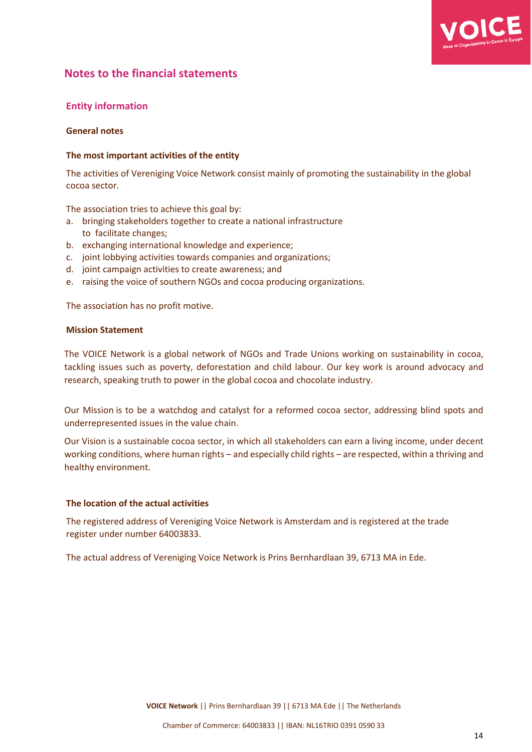## Notes to the financial statements

### Entity information

#### General notes

#### The most important activities of the entity

The activities of Vereniging Voice Network consist mainly of promoting the sustainability in the global cocoa sector.

The association tries to achieve this goal by:

a. bringing stakeholders together to create a national infrastructure to facilitate changes;
b. exchanging international knowledge and experience;
c. joint lobbying activities towards companies and organizations;
d. joint campaign activities to create awareness; and
e. raising the voice of southern NGOs and cocoa producing organizations.

The association has no profit motive.

#### Mission Statement

The VOICE Network is a global network of NGOs and Trade Unions working on sustainability in cocoa, tackling issues such as poverty, deforestation and child labour. Our key work is around advocacy and research, speaking truth to power in the global cocoa and chocolate industry.

Our Mission is to be a watchdog and catalyst for a reformed cocoa sector, addressing blind spots and underrepresented issues in the value chain.

Our Vision is a sustainable cocoa sector, in which all stakeholders can earn a living income, under decent working conditions, where human rights – and especially child rights – are respected, within a thriving and healthy environment.

#### The location of the actual activities

The registered address of Vereniging Voice Network is Amsterdam and is registered at the trade register under number 64003833.

The actual address of Vereniging Voice Network is Prins Bernhardlaan 39, 6713 MA in Ede.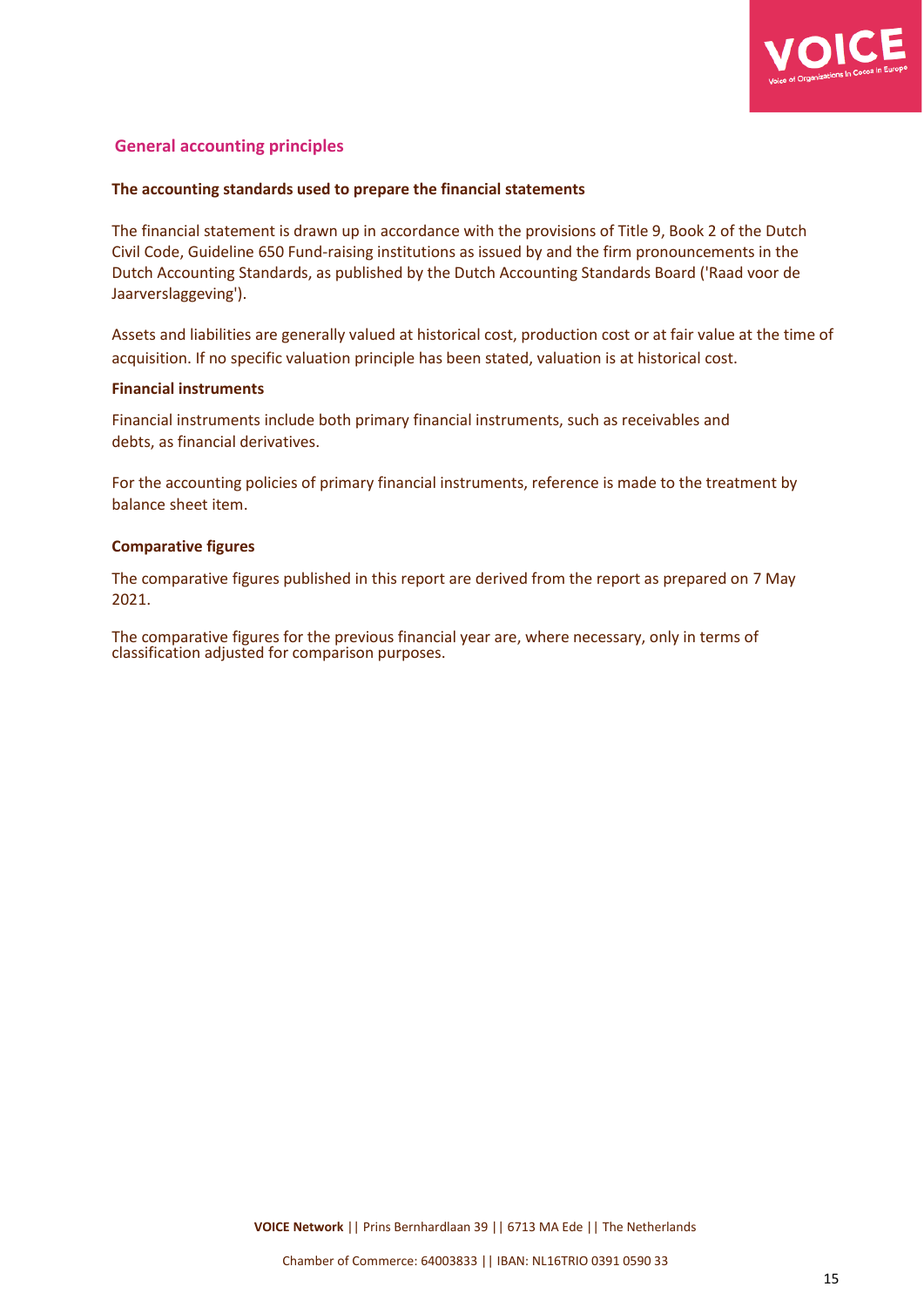## General accounting principles

### The accounting standards used to prepare the financial statements

The financial statement is drawn up in accordance with the provisions of Title 9, Book 2 of the Dutch Civil Code, Guideline 650 Fund-raising institutions as issued by and the firm pronouncements in the Dutch Accounting Standards, as published by the Dutch Accounting Standards Board ('Raad voor de Jaarverslaggeving').

Assets and liabilities are generally valued at historical cost, production cost or at fair value at the time of acquisition. If no specific valuation principle has been stated, valuation is at historical cost.

### Financial instruments

Financial instruments include both primary financial instruments, such as receivables and debts, as financial derivatives.

For the accounting policies of primary financial instruments, reference is made to the treatment by balance sheet item.

### Comparative figures

The comparative figures published in this report are derived from the report as prepared on 7 May 2021.

The comparative figures for the previous financial year are, where necessary, only in terms of classification adjusted for comparison purposes.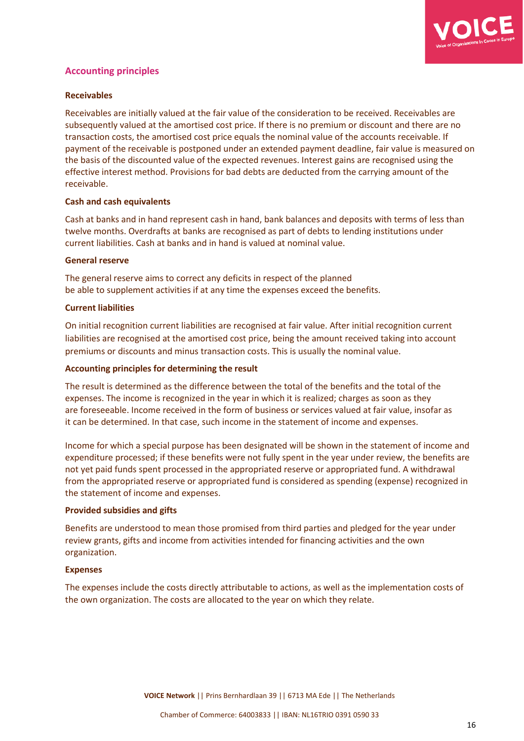## Accounting principles

### Receivables

Receivables are initially valued at the fair value of the consideration to be received. Receivables are subsequently valued at the amortised cost price. If there is no premium or discount and there are no transaction costs, the amortised cost price equals the nominal value of the accounts receivable. If payment of the receivable is postponed under an extended payment deadline, fair value is measured on the basis of the discounted value of the expected revenues. Interest gains are recognised using the effective interest method. Provisions for bad debts are deducted from the carrying amount of the receivable.

### Cash and cash equivalents

Cash at banks and in hand represent cash in hand, bank balances and deposits with terms of less than twelve months. Overdrafts at banks are recognised as part of debts to lending institutions under current liabilities. Cash at banks and in hand is valued at nominal value.

### General reserve

The general reserve aims to correct any deficits in respect of the planned
be able to supplement activities if at any time the expenses exceed the benefits.

### Current liabilities

On initial recognition current liabilities are recognised at fair value. After initial recognition current liabilities are recognised at the amortised cost price, being the amount received taking into account premiums or discounts and minus transaction costs. This is usually the nominal value.

### Accounting principles for determining the result

The result is determined as the difference between the total of the benefits and the total of the expenses. The income is recognized in the year in which it is realized; charges as soon as they are foreseeable. Income received in the form of business or services valued at fair value, insofar as it can be determined. In that case, such income in the statement of income and expenses.

Income for which a special purpose has been designated will be shown in the statement of income and expenditure processed; if these benefits were not fully spent in the year under review, the benefits are not yet paid funds spent processed in the appropriated reserve or appropriated fund. A withdrawal from the appropriated reserve or appropriated fund is considered as spending (expense) recognized in the statement of income and expenses.

### Provided subsidies and gifts

Benefits are understood to mean those promised from third parties and pledged for the year under review grants, gifts and income from activities intended for financing activities and the own organization.

### Expenses

The expenses include the costs directly attributable to actions, as well as the implementation costs of the own organization. The costs are allocated to the year on which they relate.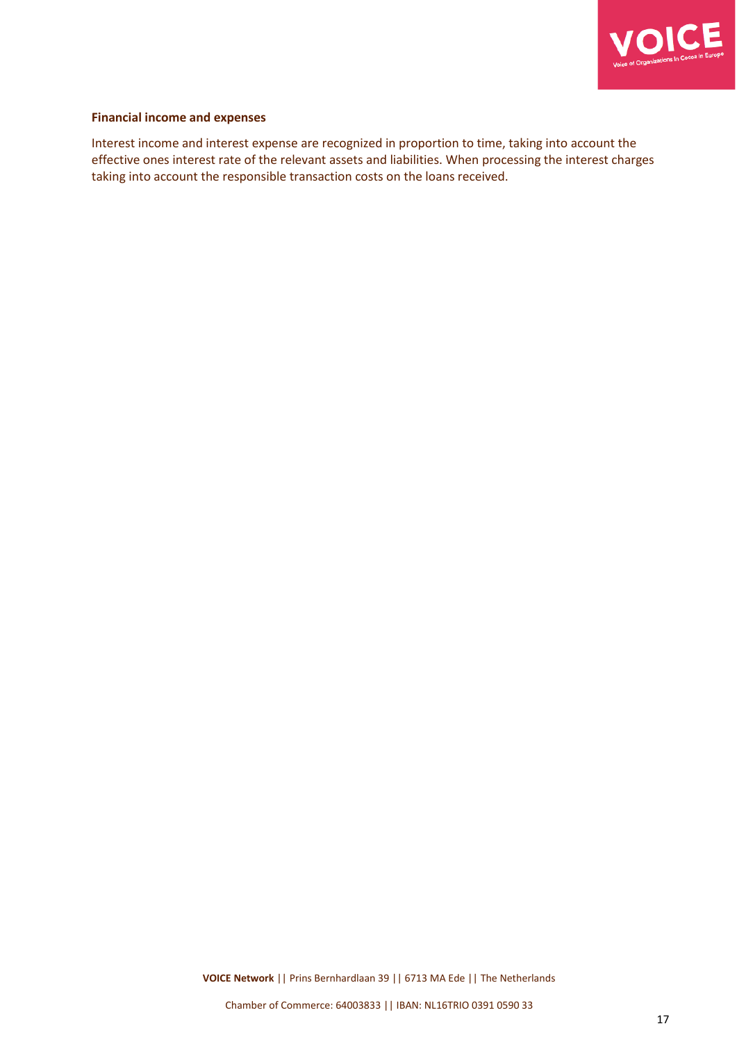**Financial income and expenses**

Interest income and interest expense are recognized in proportion to time, taking into account the effective ones interest rate of the relevant assets and liabilities. When processing the interest charges taking into account the responsible transaction costs on the loans received.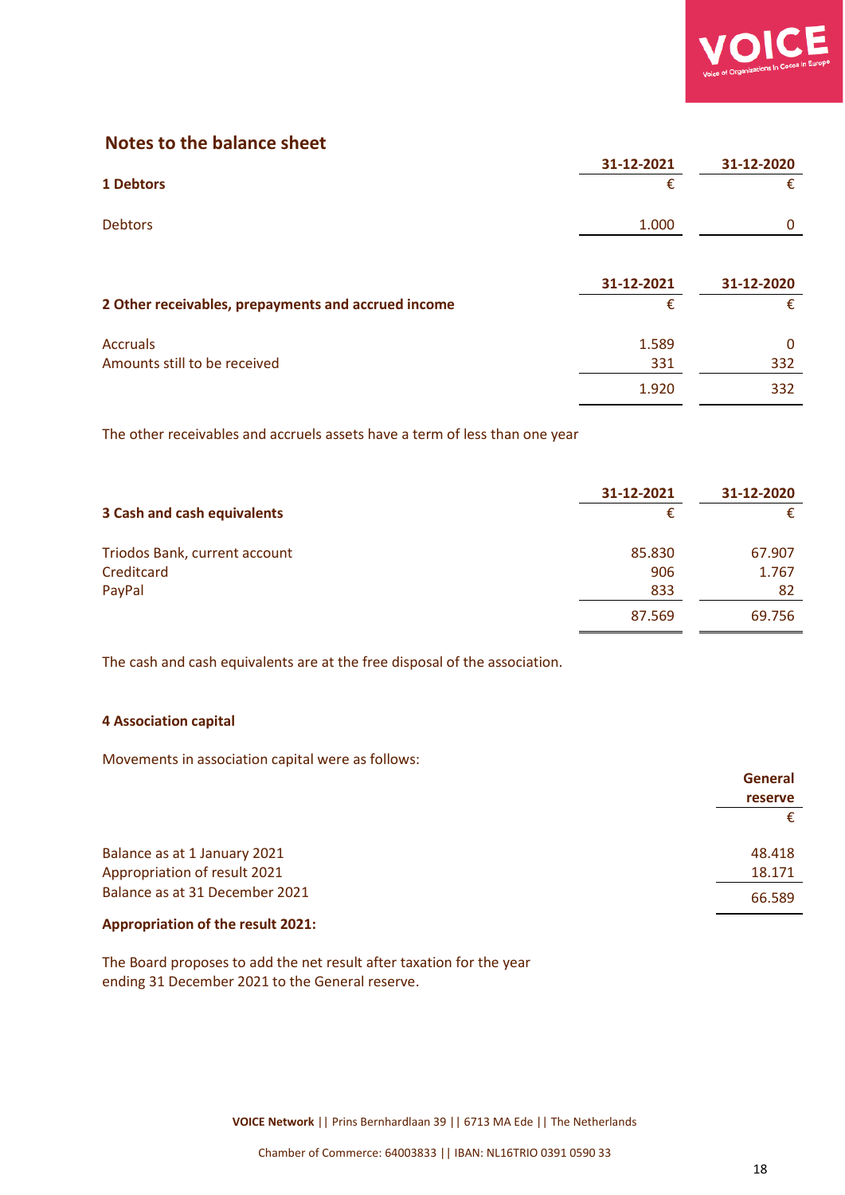## Notes to the balance sheet

| 1 Debtors | 31-12-2021 | 31-12-2020 |
|---|---|---|
| | € | € |
| Debtors | 1.000 | 0 |

| 2 Other receivables, prepayments and accrued income | 31-12-2021 | 31-12-2020 |
|---|---|---|
| | € | € |
| Accruals | 1.589 | 0 |
| Amounts still to be received | 331 | 332 |
| | 1.920 | 332 |

The other receivables and accruels assets have a term of less than one year

| 3 Cash and cash equivalents | 31-12-2021 | 31-12-2020 |
|---|---|---|
| | € | € |
| Triodos Bank, current account | 85.830 | 67.907 |
| Creditcard | 906 | 1.767 |
| PayPal | 833 | 82 |
| | 87.569 | 69.756 |

The cash and cash equivalents are at the free disposal of the association.

**4 Association capital**

Movements in association capital were as follows:

| | General reserve |
|---|---|
| | € |
| Balance as at 1 January 2021 | 48.418 |
| Appropriation of result 2021 | 18.171 |
| Balance as at 31 December 2021 | 66.589 |

**Appropriation of the result 2021:**

The Board proposes to add the net result after taxation for the year ending 31 December 2021 to the General reserve.

**VOICE Network** || Prins Bernhardlaan 39 || 6713 MA Ede || The Netherlands

Chamber of Commerce: 64003833 || IBAN: NL16TRIO 0391 0590 33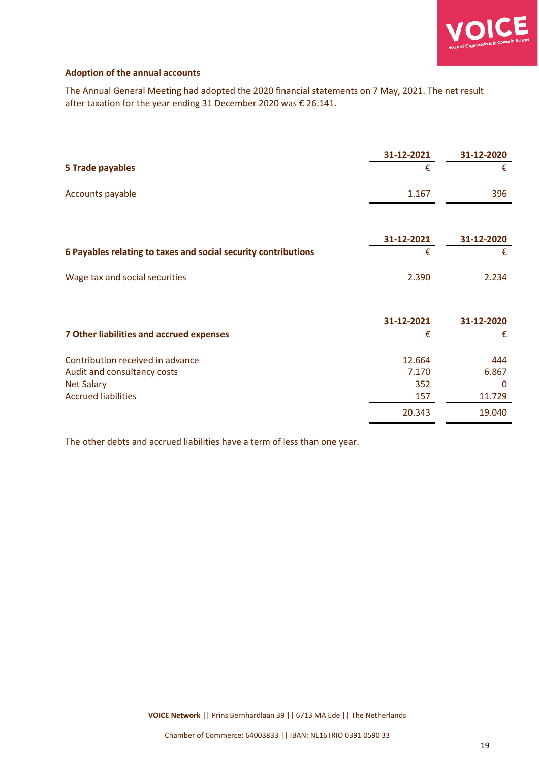**Adoption of the annual accounts**

The Annual General Meeting had adopted the 2020 financial statements on 7 May, 2021. The net result after taxation for the year ending 31 December 2020 was € 26.141.

| **5 Trade payables** | **31-12-2021** | **31-12-2020** |
|---|---|---|
| | € | € |
| Accounts payable | 1.167 | 396 |

| **6 Payables relating to taxes and social security contributions** | **31-12-2021** | **31-12-2020** |
|---|---|---|
| | € | € |
| Wage tax and social securities | 2.390 | 2.234 |

| **7 Other liabilities and accrued expenses** | **31-12-2021** | **31-12-2020** |
|---|---|---|
| | € | € |
| Contribution received in advance | 12.664 | 444 |
| Audit and consultancy costs | 7.170 | 6.867 |
| Net Salary | 352 | 0 |
| Accrued liabilities | 157 | 11.729 |
| | 20.343 | 19.040 |

The other debts and accrued liabilities have a term of less than one year.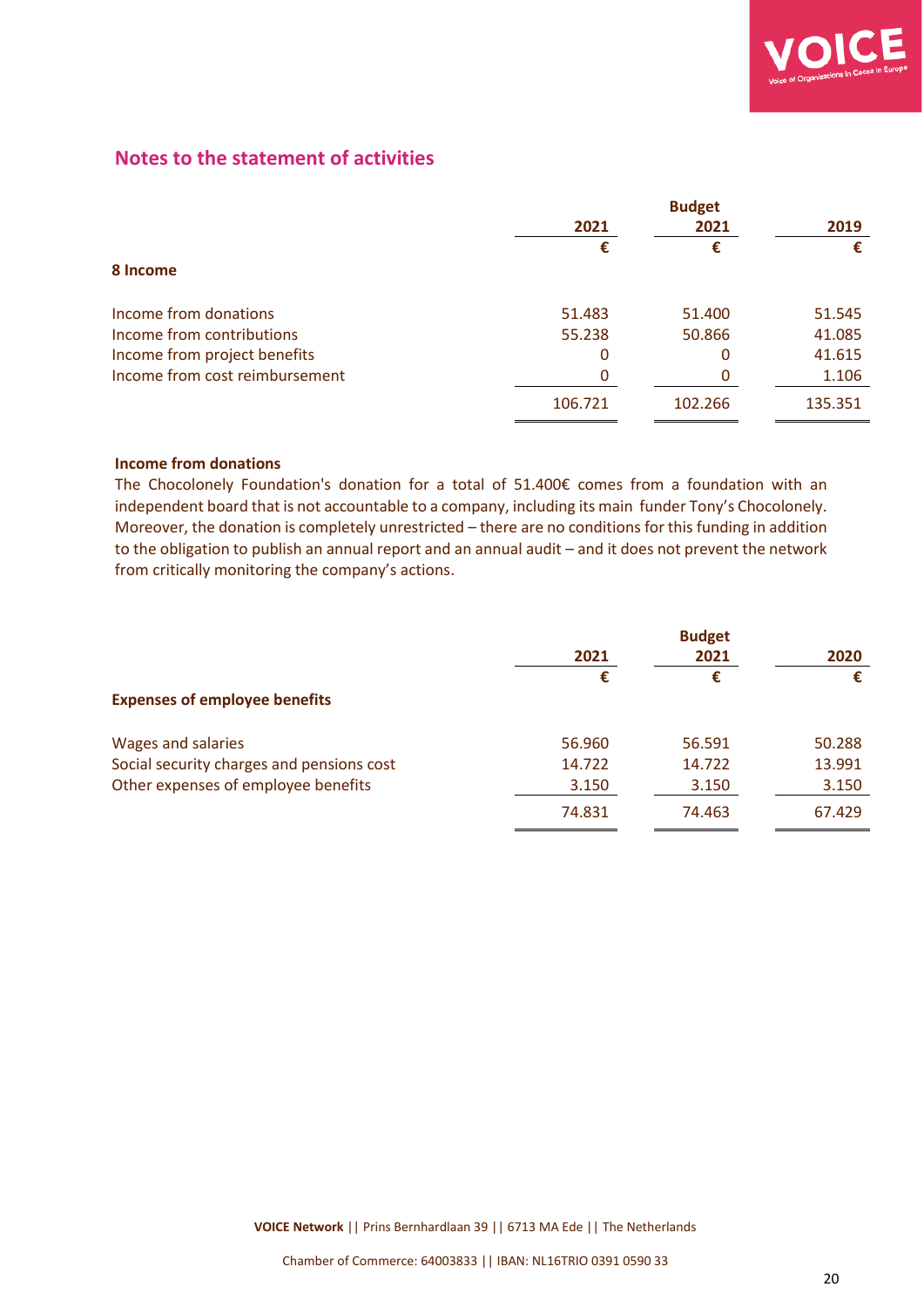## Notes to the statement of activities

| | 2021 | Budget 2021 | 2019 |
|---|---|---|---|
| | € | € | € |
| **8 Income** | | | |
| Income from donations | 51.483 | 51.400 | 51.545 |
| Income from contributions | 55.238 | 50.866 | 41.085 |
| Income from project benefits | 0 | 0 | 41.615 |
| Income from cost reimbursement | 0 | 0 | 1.106 |
| | 106.721 | 102.266 | 135.351 |

**Income from donations**

The Chocolonely Foundation's donation for a total of 51.400€ comes from a foundation with an independent board that is not accountable to a company, including its main funder Tony's Chocolonely. Moreover, the donation is completely unrestricted – there are no conditions for this funding in addition to the obligation to publish an annual report and an annual audit – and it does not prevent the network from critically monitoring the company's actions.

| | 2021 | Budget 2021 | 2020 |
|---|---|---|---|
| | € | € | € |
| **Expenses of employee benefits** | | | |
| Wages and salaries | 56.960 | 56.591 | 50.288 |
| Social security charges and pensions cost | 14.722 | 14.722 | 13.991 |
| Other expenses of employee benefits | 3.150 | 3.150 | 3.150 |
| | 74.831 | 74.463 | 67.429 |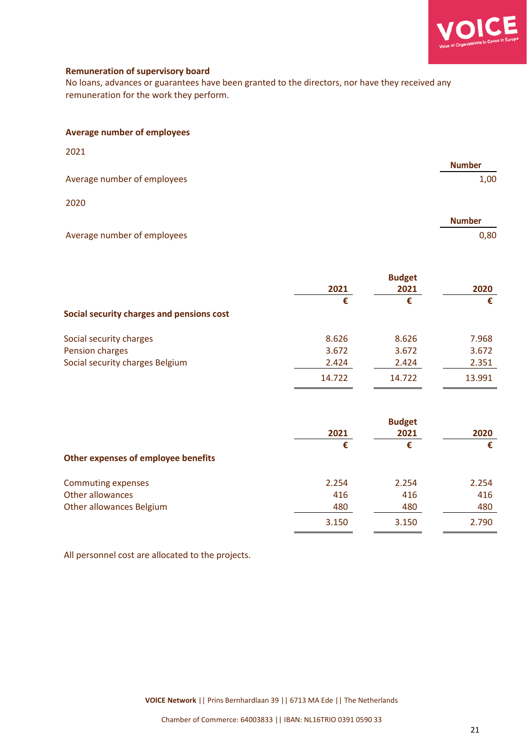**Remuneration of supervisory board**

No loans, advances or guarantees have been granted to the directors, nor have they received any remuneration for the work they perform.

**Average number of employees**

2021

| | Number |
|---|---|
| Average number of employees | 1,00 |

2020

| | Number |
|---|---|
| Average number of employees | 0,80 |

| | 2021 | Budget 2021 | 2020 |
|---|---|---|---|
| | € | € | € |
| **Social security charges and pensions cost** | | | |
| Social security charges | 8.626 | 8.626 | 7.968 |
| Pension charges | 3.672 | 3.672 | 3.672 |
| Social security charges Belgium | 2.424 | 2.424 | 2.351 |
| | 14.722 | 14.722 | 13.991 |

| | 2021 | Budget 2021 | 2020 |
|---|---|---|---|
| | € | € | € |
| **Other expenses of employee benefits** | | | |
| Commuting expenses | 2.254 | 2.254 | 2.254 |
| Other allowances | 416 | 416 | 416 |
| Other allowances Belgium | 480 | 480 | 480 |
| | 3.150 | 3.150 | 2.790 |

All personnel cost are allocated to the projects.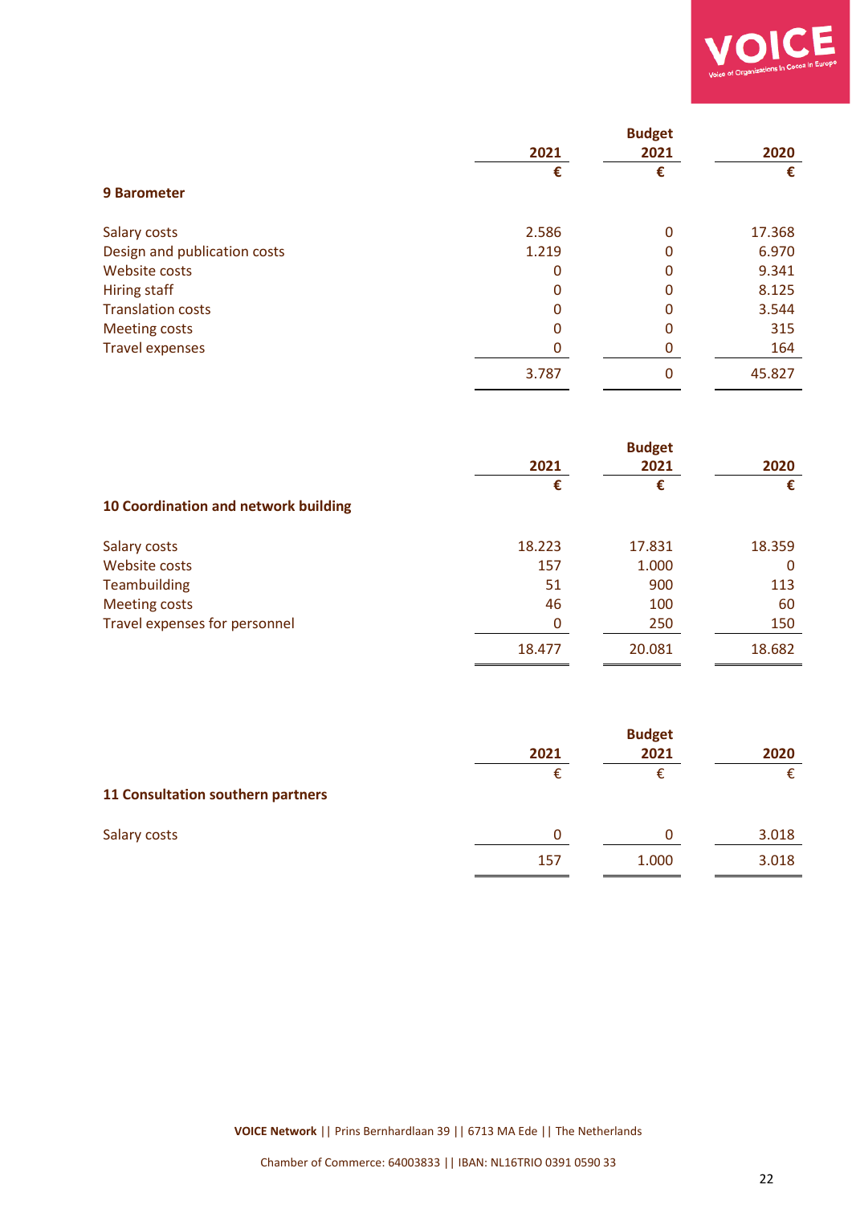| | 2021 | Budget 2021 | 2020 |
|---|---|---|---|
| | € | € | € |
| **9 Barometer** | | | |
| Salary costs | 2.586 | 0 | 17.368 |
| Design and publication costs | 1.219 | 0 | 6.970 |
| Website costs | 0 | 0 | 9.341 |
| Hiring staff | 0 | 0 | 8.125 |
| Translation costs | 0 | 0 | 3.544 |
| Meeting costs | 0 | 0 | 315 |
| Travel expenses | 0 | 0 | 164 |
| | 3.787 | 0 | 45.827 |

| | 2021 | Budget 2021 | 2020 |
|---|---|---|---|
| | € | € | € |
| **10 Coordination and network building** | | | |
| Salary costs | 18.223 | 17.831 | 18.359 |
| Website costs | 157 | 1.000 | 0 |
| Teambuilding | 51 | 900 | 113 |
| Meeting costs | 46 | 100 | 60 |
| Travel expenses for personnel | 0 | 250 | 150 |
| | 18.477 | 20.081 | 18.682 |

| | 2021 | Budget 2021 | 2020 |
|---|---|---|---|
| | € | € | € |
| **11 Consultation southern partners** | | | |
| Salary costs | 0 | 0 | 3.018 |
| | 157 | 1.000 | 3.018 |

**VOICE Network** || Prins Bernhardlaan 39 || 6713 MA Ede || The Netherlands

Chamber of Commerce: 64003833 || IBAN: NL16TRIO 0391 0590 33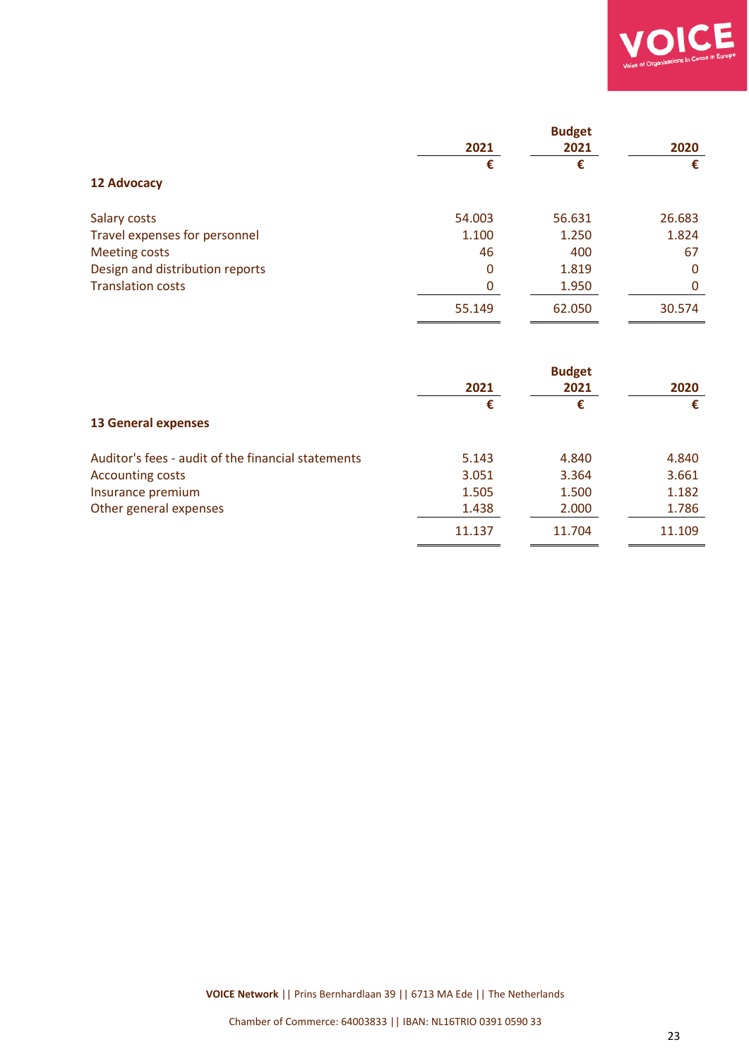| | 2021 | Budget 2021 | 2020 |
|---|---|---|---|
| | € | € | € |
| **12 Advocacy** | | | |
| Salary costs | 54.003 | 56.631 | 26.683 |
| Travel expenses for personnel | 1.100 | 1.250 | 1.824 |
| Meeting costs | 46 | 400 | 67 |
| Design and distribution reports | 0 | 1.819 | 0 |
| Translation costs | 0 | 1.950 | 0 |
| | 55.149 | 62.050 | 30.574 |

| | 2021 | Budget 2021 | 2020 |
|---|---|---|---|
| | € | € | € |
| **13 General expenses** | | | |
| Auditor's fees - audit of the financial statements | 5.143 | 4.840 | 4.840 |
| Accounting costs | 3.051 | 3.364 | 3.661 |
| Insurance premium | 1.505 | 1.500 | 1.182 |
| Other general expenses | 1.438 | 2.000 | 1.786 |
| | 11.137 | 11.704 | 11.109 |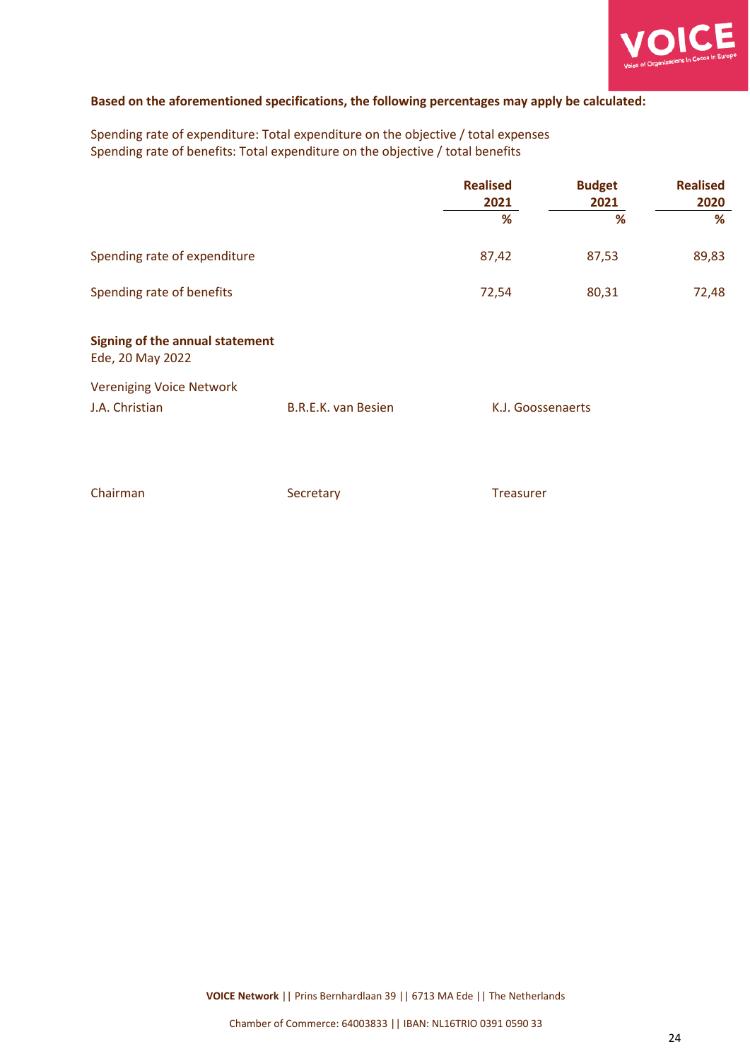**Based on the aforementioned specifications, the following percentages may apply be calculated:**

Spending rate of expenditure: Total expenditure on the objective / total expenses
Spending rate of benefits: Total expenditure on the objective / total benefits

| | Realised 2021 % | Budget 2021 % | Realised 2020 % |
|---|---|---|---|
| Spending rate of expenditure | 87,42 | 87,53 | 89,83 |
| Spending rate of benefits | 72,54 | 80,31 | 72,48 |

**Signing of the annual statement**
Ede, 20 May 2022

Vereniging Voice Network

| J.A. Christian | B.R.E.K. van Besien | K.J. Goossenaerts |
|---|---|---|
| Chairman | Secretary | Treasurer |

**VOICE Network** || Prins Bernhardlaan 39 || 6713 MA Ede || The Netherlands

Chamber of Commerce: 64003833 || IBAN: NL16TRIO 0391 0590 33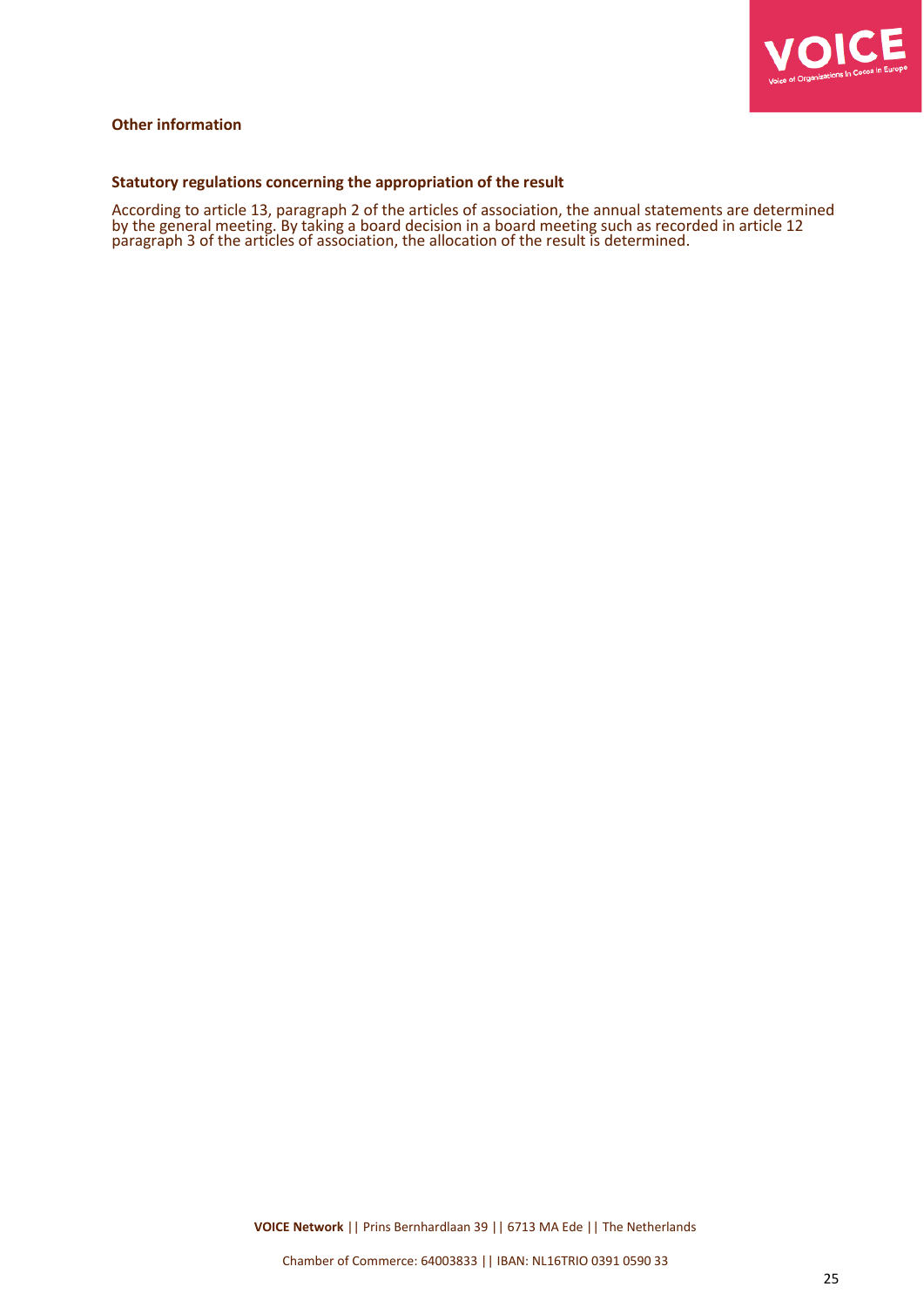**Other information**

**Statutory regulations concerning the appropriation of the result**

According to article 13, paragraph 2 of the articles of association, the annual statements are determined by the general meeting. By taking a board decision in a board meeting such as recorded in article 12 paragraph 3 of the articles of association, the allocation of the result is determined.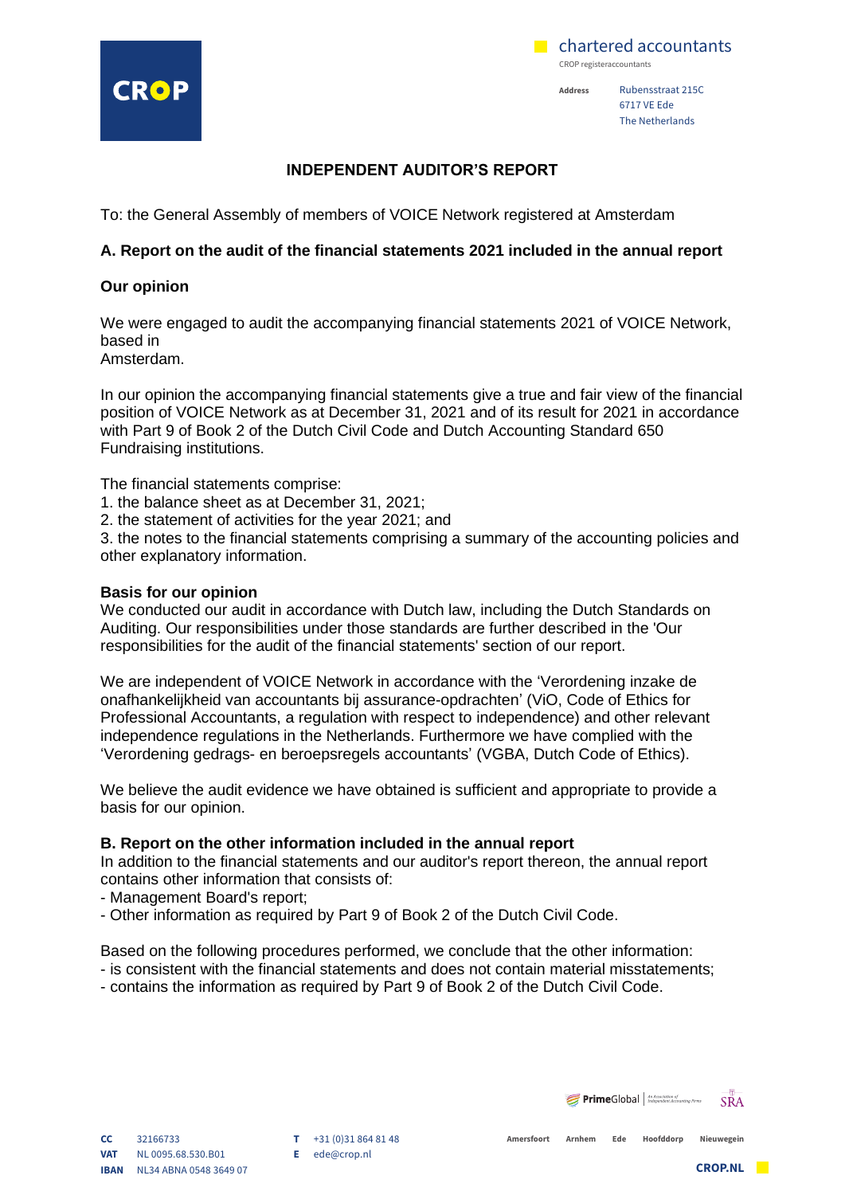# INDEPENDENT AUDITOR'S REPORT

To: the General Assembly of members of VOICE Network registered at Amsterdam

## A. Report on the audit of the financial statements 2021 included in the annual report

### Our opinion

We were engaged to audit the accompanying financial statements 2021 of VOICE Network, based in Amsterdam.

In our opinion the accompanying financial statements give a true and fair view of the financial position of VOICE Network as at December 31, 2021 and of its result for 2021 in accordance with Part 9 of Book 2 of the Dutch Civil Code and Dutch Accounting Standard 650 Fundraising institutions.

The financial statements comprise:
1. the balance sheet as at December 31, 2021;
2. the statement of activities for the year 2021; and
3. the notes to the financial statements comprising a summary of the accounting policies and other explanatory information.

### Basis for our opinion

We conducted our audit in accordance with Dutch law, including the Dutch Standards on Auditing. Our responsibilities under those standards are further described in the 'Our responsibilities for the audit of the financial statements' section of our report.

We are independent of VOICE Network in accordance with the 'Verordening inzake de onafhankelijkheid van accountants bij assurance-opdrachten' (ViO, Code of Ethics for Professional Accountants, a regulation with respect to independence) and other relevant independence regulations in the Netherlands. Furthermore we have complied with the 'Verordening gedrags- en beroepsregels accountants' (VGBA, Dutch Code of Ethics).

We believe the audit evidence we have obtained is sufficient and appropriate to provide a basis for our opinion.

## B. Report on the other information included in the annual report

In addition to the financial statements and our auditor's report thereon, the annual report contains other information that consists of:
- Management Board's report;
- Other information as required by Part 9 of Book 2 of the Dutch Civil Code.

Based on the following procedures performed, we conclude that the other information:
- is consistent with the financial statements and does not contain material misstatements;
- contains the information as required by Part 9 of Book 2 of the Dutch Civil Code.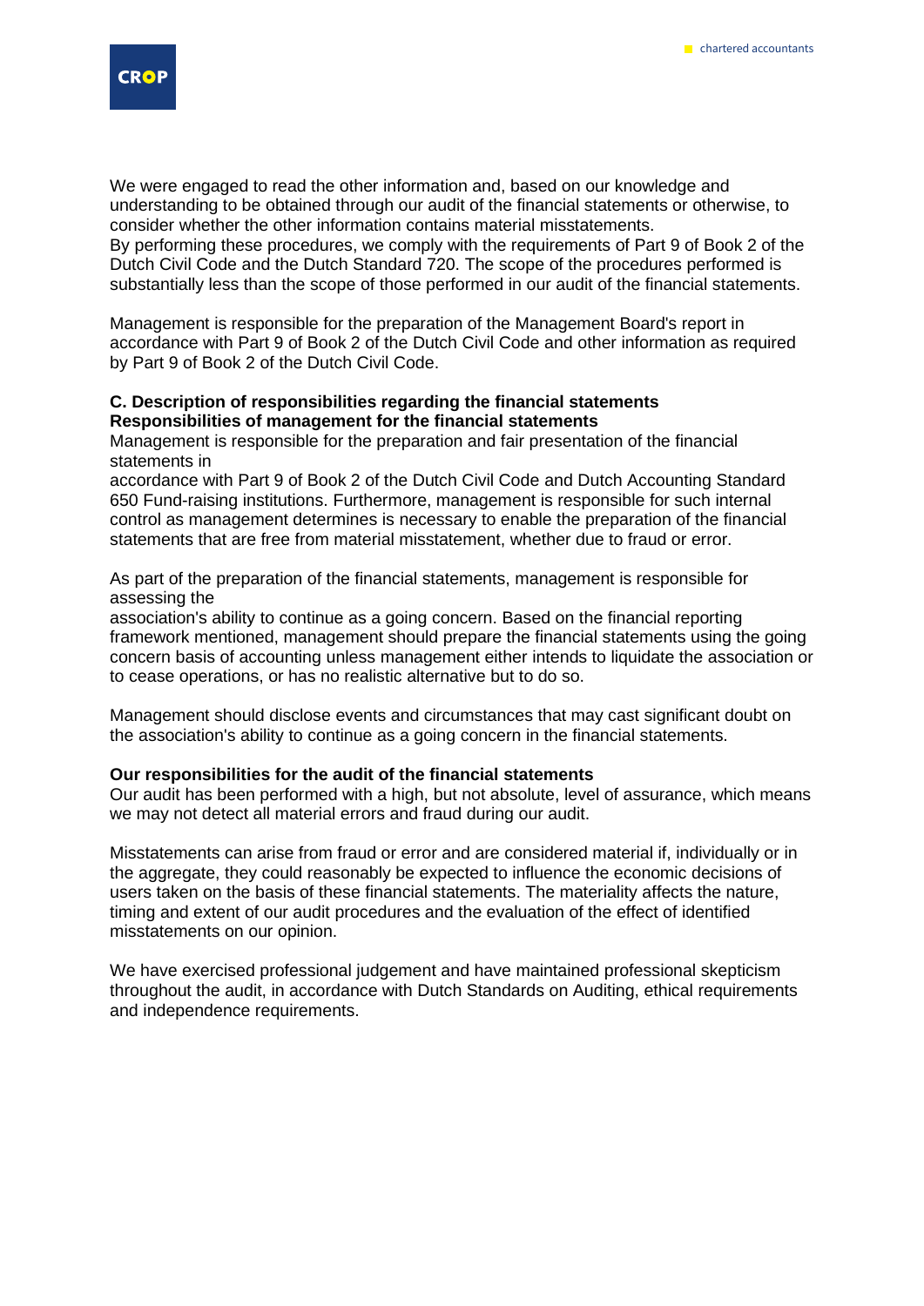We were engaged to read the other information and, based on our knowledge and understanding to be obtained through our audit of the financial statements or otherwise, to consider whether the other information contains material misstatements.
By performing these procedures, we comply with the requirements of Part 9 of Book 2 of the Dutch Civil Code and the Dutch Standard 720. The scope of the procedures performed is substantially less than the scope of those performed in our audit of the financial statements.

Management is responsible for the preparation of the Management Board's report in accordance with Part 9 of Book 2 of the Dutch Civil Code and other information as required by Part 9 of Book 2 of the Dutch Civil Code.

**C. Description of responsibilities regarding the financial statements**
**Responsibilities of management for the financial statements**

Management is responsible for the preparation and fair presentation of the financial statements in accordance with Part 9 of Book 2 of the Dutch Civil Code and Dutch Accounting Standard 650 Fund-raising institutions. Furthermore, management is responsible for such internal control as management determines is necessary to enable the preparation of the financial statements that are free from material misstatement, whether due to fraud or error.

As part of the preparation of the financial statements, management is responsible for assessing the association's ability to continue as a going concern. Based on the financial reporting framework mentioned, management should prepare the financial statements using the going concern basis of accounting unless management either intends to liquidate the association or to cease operations, or has no realistic alternative but to do so.

Management should disclose events and circumstances that may cast significant doubt on the association's ability to continue as a going concern in the financial statements.

**Our responsibilities for the audit of the financial statements**

Our audit has been performed with a high, but not absolute, level of assurance, which means we may not detect all material errors and fraud during our audit.

Misstatements can arise from fraud or error and are considered material if, individually or in the aggregate, they could reasonably be expected to influence the economic decisions of users taken on the basis of these financial statements. The materiality affects the nature, timing and extent of our audit procedures and the evaluation of the effect of identified misstatements on our opinion.

We have exercised professional judgement and have maintained professional skepticism throughout the audit, in accordance with Dutch Standards on Auditing, ethical requirements and independence requirements.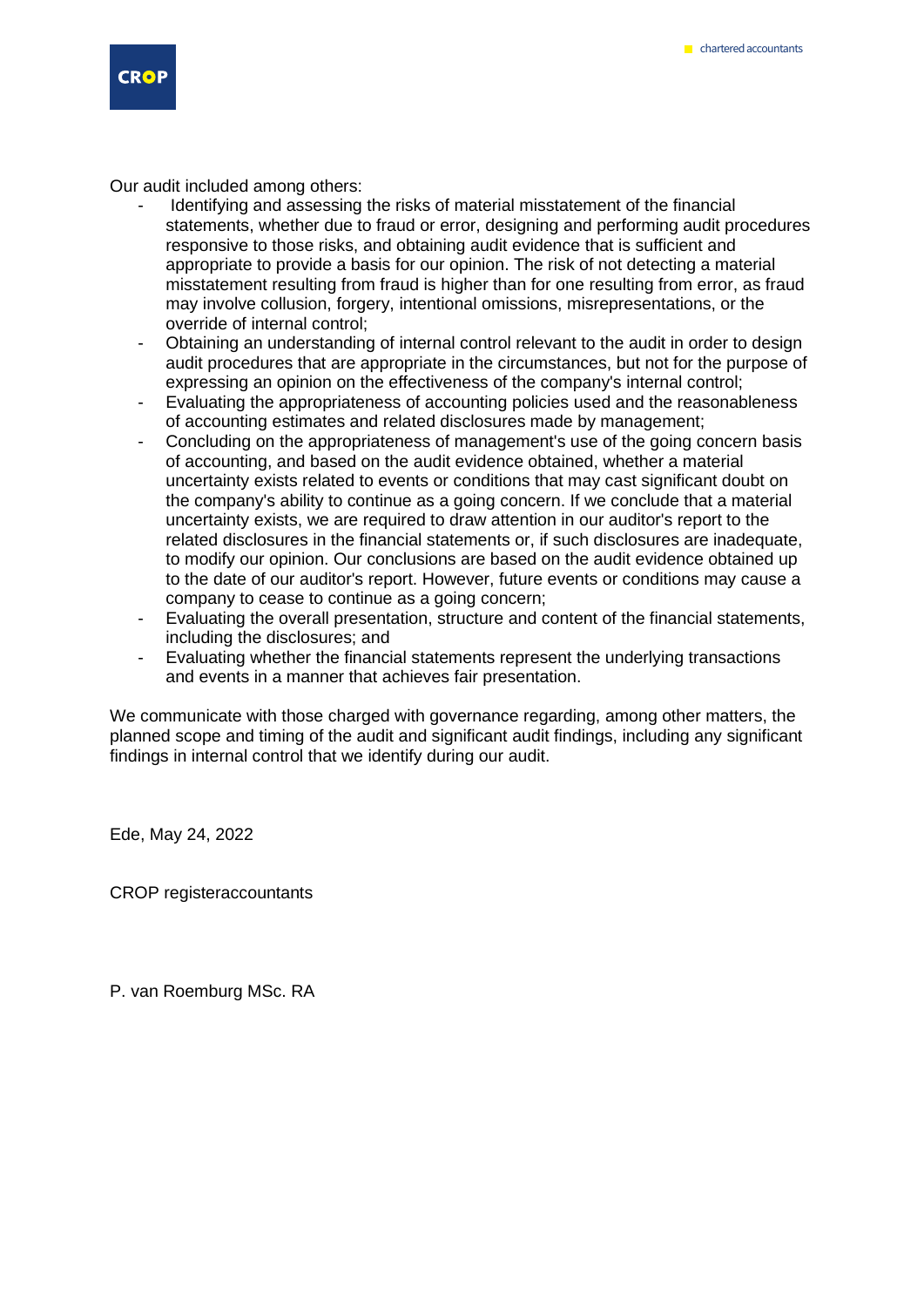Our audit included among others:

- Identifying and assessing the risks of material misstatement of the financial statements, whether due to fraud or error, designing and performing audit procedures responsive to those risks, and obtaining audit evidence that is sufficient and appropriate to provide a basis for our opinion. The risk of not detecting a material misstatement resulting from fraud is higher than for one resulting from error, as fraud may involve collusion, forgery, intentional omissions, misrepresentations, or the override of internal control;
- Obtaining an understanding of internal control relevant to the audit in order to design audit procedures that are appropriate in the circumstances, but not for the purpose of expressing an opinion on the effectiveness of the company's internal control;
- Evaluating the appropriateness of accounting policies used and the reasonableness of accounting estimates and related disclosures made by management;
- Concluding on the appropriateness of management's use of the going concern basis of accounting, and based on the audit evidence obtained, whether a material uncertainty exists related to events or conditions that may cast significant doubt on the company's ability to continue as a going concern. If we conclude that a material uncertainty exists, we are required to draw attention in our auditor's report to the related disclosures in the financial statements or, if such disclosures are inadequate, to modify our opinion. Our conclusions are based on the audit evidence obtained up to the date of our auditor's report. However, future events or conditions may cause a company to cease to continue as a going concern;
- Evaluating the overall presentation, structure and content of the financial statements, including the disclosures; and
- Evaluating whether the financial statements represent the underlying transactions and events in a manner that achieves fair presentation.

We communicate with those charged with governance regarding, among other matters, the planned scope and timing of the audit and significant audit findings, including any significant findings in internal control that we identify during our audit.

Ede, May 24, 2022

CROP registeraccountants

P. van Roemburg MSc. RA